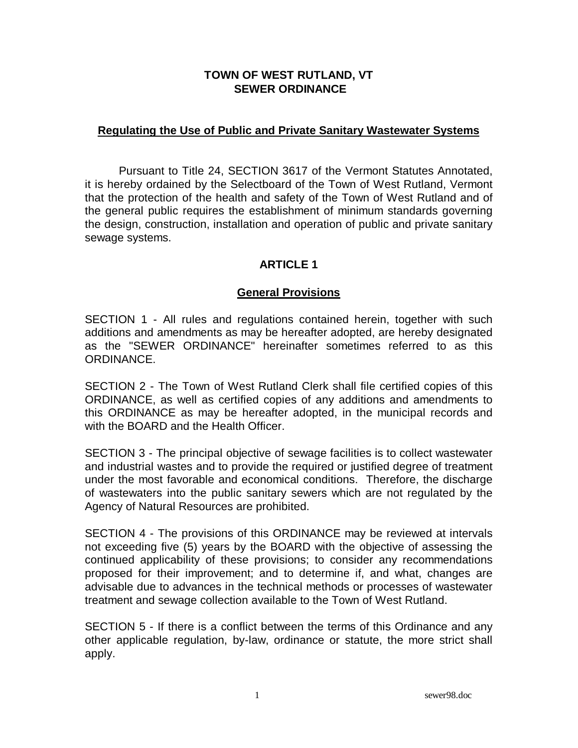# TOWN OF WEST RUTLAND, VT
# SEWER ORDINANCE

## Regulating the Use of Public and Private Sanitary Wastewater Systems

Pursuant to Title 24, SECTION 3617 of the Vermont Statutes Annotated, it is hereby ordained by the Selectboard of the Town of West Rutland, Vermont that the protection of the health and safety of the Town of West Rutland and of the general public requires the establishment of minimum standards governing the design, construction, installation and operation of public and private sanitary sewage systems.

## ARTICLE 1

### General Provisions

SECTION 1 - All rules and regulations contained herein, together with such additions and amendments as may be hereafter adopted, are hereby designated as the "SEWER ORDINANCE" hereinafter sometimes referred to as this ORDINANCE.

SECTION 2 - The Town of West Rutland Clerk shall file certified copies of this ORDINANCE, as well as certified copies of any additions and amendments to this ORDINANCE as may be hereafter adopted, in the municipal records and with the BOARD and the Health Officer.

SECTION 3 - The principal objective of sewage facilities is to collect wastewater and industrial wastes and to provide the required or justified degree of treatment under the most favorable and economical conditions. Therefore, the discharge of wastewaters into the public sanitary sewers which are not regulated by the Agency of Natural Resources are prohibited.

SECTION 4 - The provisions of this ORDINANCE may be reviewed at intervals not exceeding five (5) years by the BOARD with the objective of assessing the continued applicability of these provisions; to consider any recommendations proposed for their improvement; and to determine if, and what, changes are advisable due to advances in the technical methods or processes of wastewater treatment and sewage collection available to the Town of West Rutland.

SECTION 5 - If there is a conflict between the terms of this Ordinance and any other applicable regulation, by-law, ordinance or statute, the more strict shall apply.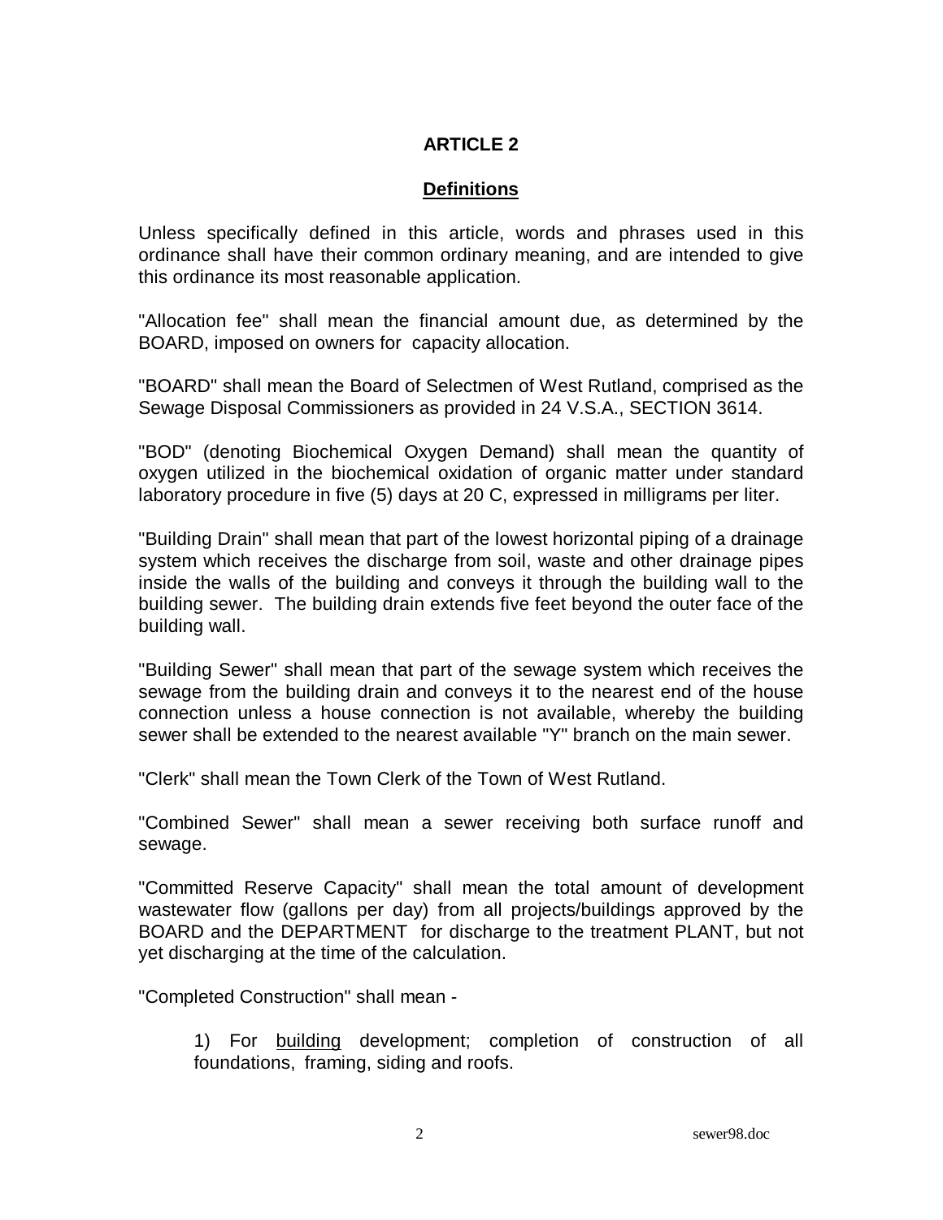# ARTICLE 2

## Definitions

Unless specifically defined in this article, words and phrases used in this ordinance shall have their common ordinary meaning, and are intended to give this ordinance its most reasonable application.

"Allocation fee" shall mean the financial amount due, as determined by the BOARD, imposed on owners for capacity allocation.

"BOARD" shall mean the Board of Selectmen of West Rutland, comprised as the Sewage Disposal Commissioners as provided in 24 V.S.A., SECTION 3614.

"BOD" (denoting Biochemical Oxygen Demand) shall mean the quantity of oxygen utilized in the biochemical oxidation of organic matter under standard laboratory procedure in five (5) days at 20 C, expressed in milligrams per liter.

"Building Drain" shall mean that part of the lowest horizontal piping of a drainage system which receives the discharge from soil, waste and other drainage pipes inside the walls of the building and conveys it through the building wall to the building sewer. The building drain extends five feet beyond the outer face of the building wall.

"Building Sewer" shall mean that part of the sewage system which receives the sewage from the building drain and conveys it to the nearest end of the house connection unless a house connection is not available, whereby the building sewer shall be extended to the nearest available "Y" branch on the main sewer.

"Clerk" shall mean the Town Clerk of the Town of West Rutland.

"Combined Sewer" shall mean a sewer receiving both surface runoff and sewage.

"Committed Reserve Capacity" shall mean the total amount of development wastewater flow (gallons per day) from all projects/buildings approved by the BOARD and the DEPARTMENT for discharge to the treatment PLANT, but not yet discharging at the time of the calculation.

"Completed Construction" shall mean -

1) For <u>building</u> development; completion of construction of all foundations, framing, siding and roofs.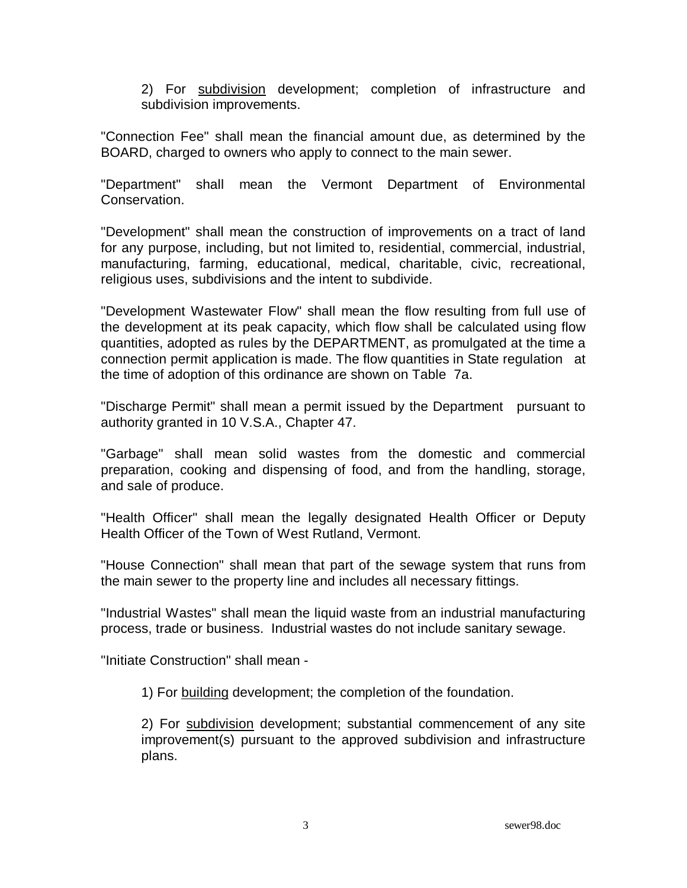2) For <u>subdivision</u> development; completion of infrastructure and subdivision improvements.

"Connection Fee" shall mean the financial amount due, as determined by the BOARD, charged to owners who apply to connect to the main sewer.

"Department" shall mean the Vermont Department of Environmental Conservation.

"Development" shall mean the construction of improvements on a tract of land for any purpose, including, but not limited to, residential, commercial, industrial, manufacturing, farming, educational, medical, charitable, civic, recreational, religious uses, subdivisions and the intent to subdivide.

"Development Wastewater Flow" shall mean the flow resulting from full use of the development at its peak capacity, which flow shall be calculated using flow quantities, adopted as rules by the DEPARTMENT, as promulgated at the time a connection permit application is made. The flow quantities in State regulation at the time of adoption of this ordinance are shown on Table 7a.

"Discharge Permit" shall mean a permit issued by the Department pursuant to authority granted in 10 V.S.A., Chapter 47.

"Garbage" shall mean solid wastes from the domestic and commercial preparation, cooking and dispensing of food, and from the handling, storage, and sale of produce.

"Health Officer" shall mean the legally designated Health Officer or Deputy Health Officer of the Town of West Rutland, Vermont.

"House Connection" shall mean that part of the sewage system that runs from the main sewer to the property line and includes all necessary fittings.

"Industrial Wastes" shall mean the liquid waste from an industrial manufacturing process, trade or business. Industrial wastes do not include sanitary sewage.

"Initiate Construction" shall mean -

1) For <u>building</u> development; the completion of the foundation.

2) For <u>subdivision</u> development; substantial commencement of any site improvement(s) pursuant to the approved subdivision and infrastructure plans.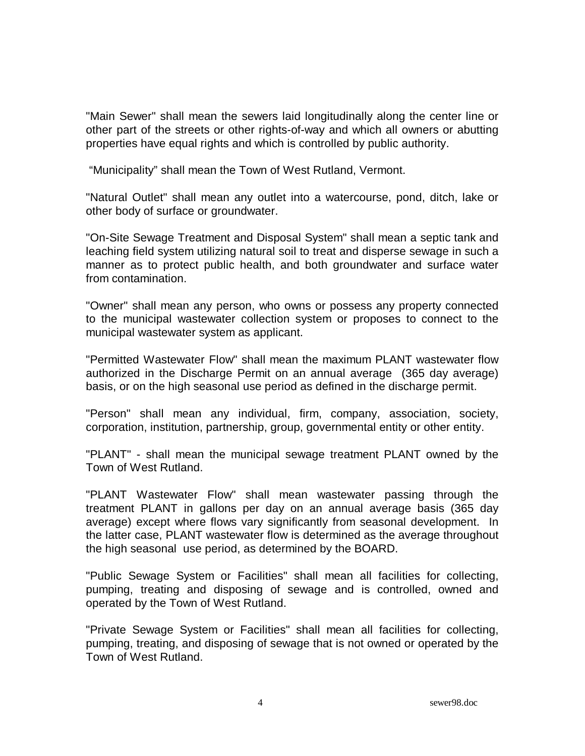"Main Sewer" shall mean the sewers laid longitudinally along the center line or other part of the streets or other rights-of-way and which all owners or abutting properties have equal rights and which is controlled by public authority.

"Municipality" shall mean the Town of West Rutland, Vermont.

"Natural Outlet" shall mean any outlet into a watercourse, pond, ditch, lake or other body of surface or groundwater.

"On-Site Sewage Treatment and Disposal System" shall mean a septic tank and leaching field system utilizing natural soil to treat and disperse sewage in such a manner as to protect public health, and both groundwater and surface water from contamination.

"Owner" shall mean any person, who owns or possess any property connected to the municipal wastewater collection system or proposes to connect to the municipal wastewater system as applicant.

"Permitted Wastewater Flow" shall mean the maximum PLANT wastewater flow authorized in the Discharge Permit on an annual average (365 day average) basis, or on the high seasonal use period as defined in the discharge permit.

"Person" shall mean any individual, firm, company, association, society, corporation, institution, partnership, group, governmental entity or other entity.

"PLANT" - shall mean the municipal sewage treatment PLANT owned by the Town of West Rutland.

"PLANT Wastewater Flow" shall mean wastewater passing through the treatment PLANT in gallons per day on an annual average basis (365 day average) except where flows vary significantly from seasonal development. In the latter case, PLANT wastewater flow is determined as the average throughout the high seasonal use period, as determined by the BOARD.

"Public Sewage System or Facilities" shall mean all facilities for collecting, pumping, treating and disposing of sewage and is controlled, owned and operated by the Town of West Rutland.

"Private Sewage System or Facilities" shall mean all facilities for collecting, pumping, treating, and disposing of sewage that is not owned or operated by the Town of West Rutland.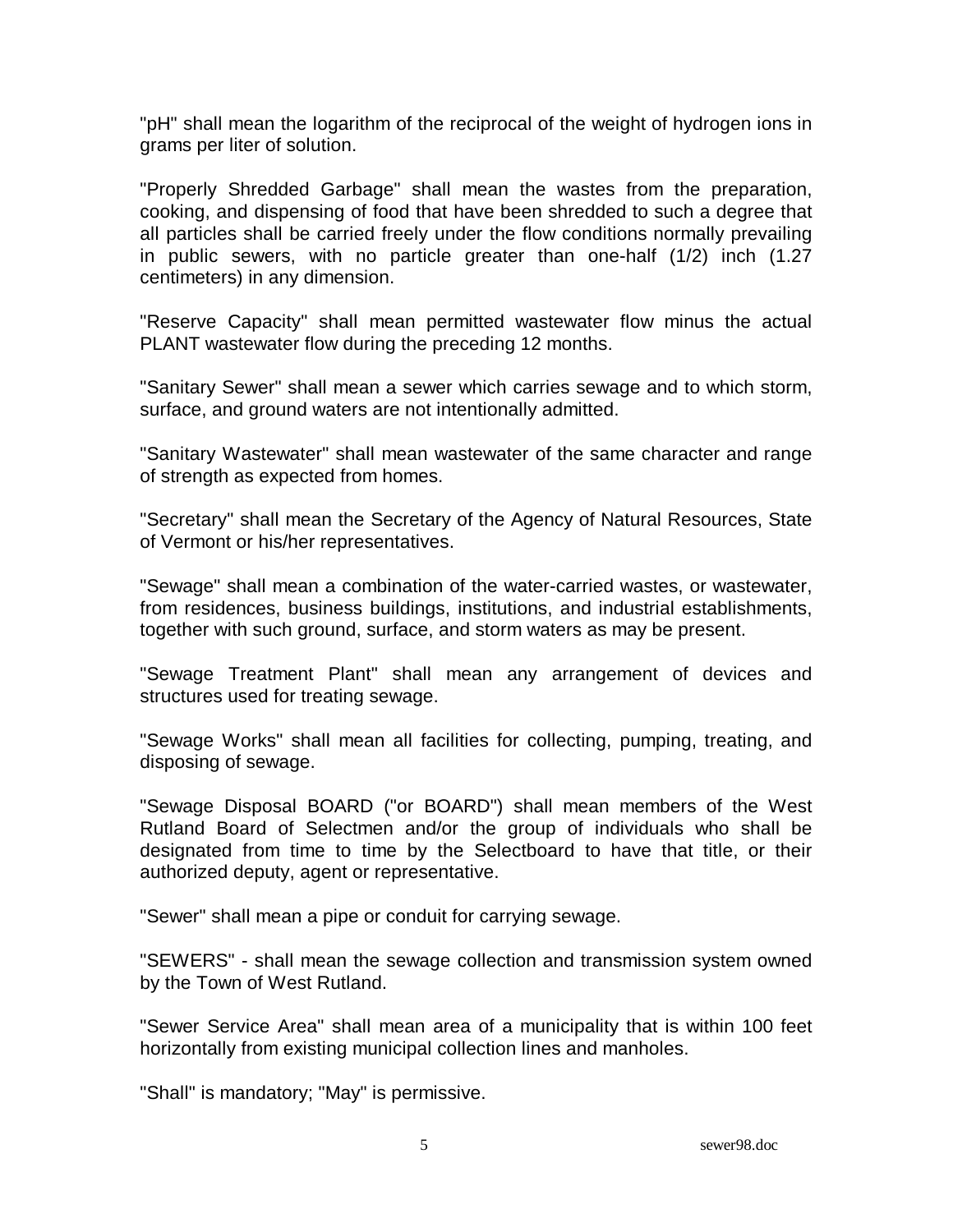"pH" shall mean the logarithm of the reciprocal of the weight of hydrogen ions in grams per liter of solution.

"Properly Shredded Garbage" shall mean the wastes from the preparation, cooking, and dispensing of food that have been shredded to such a degree that all particles shall be carried freely under the flow conditions normally prevailing in public sewers, with no particle greater than one-half (1/2) inch (1.27 centimeters) in any dimension.

"Reserve Capacity" shall mean permitted wastewater flow minus the actual PLANT wastewater flow during the preceding 12 months.

"Sanitary Sewer" shall mean a sewer which carries sewage and to which storm, surface, and ground waters are not intentionally admitted.

"Sanitary Wastewater" shall mean wastewater of the same character and range of strength as expected from homes.

"Secretary" shall mean the Secretary of the Agency of Natural Resources, State of Vermont or his/her representatives.

"Sewage" shall mean a combination of the water-carried wastes, or wastewater, from residences, business buildings, institutions, and industrial establishments, together with such ground, surface, and storm waters as may be present.

"Sewage Treatment Plant" shall mean any arrangement of devices and structures used for treating sewage.

"Sewage Works" shall mean all facilities for collecting, pumping, treating, and disposing of sewage.

"Sewage Disposal BOARD ("or BOARD") shall mean members of the West Rutland Board of Selectmen and/or the group of individuals who shall be designated from time to time by the Selectboard to have that title, or their authorized deputy, agent or representative.

"Sewer" shall mean a pipe or conduit for carrying sewage.

"SEWERS" - shall mean the sewage collection and transmission system owned by the Town of West Rutland.

"Sewer Service Area" shall mean area of a municipality that is within 100 feet horizontally from existing municipal collection lines and manholes.

"Shall" is mandatory; "May" is permissive.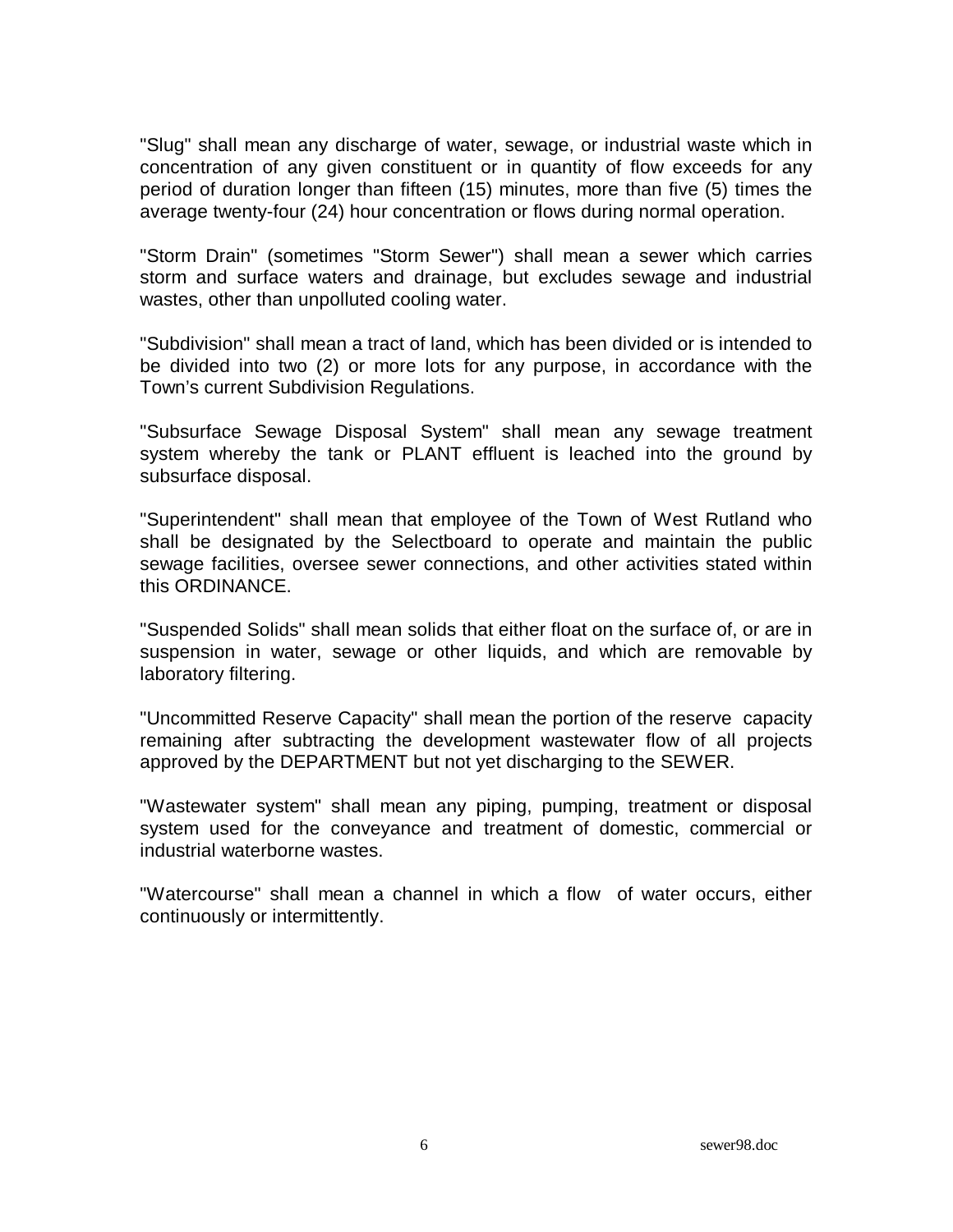"Slug" shall mean any discharge of water, sewage, or industrial waste which in concentration of any given constituent or in quantity of flow exceeds for any period of duration longer than fifteen (15) minutes, more than five (5) times the average twenty-four (24) hour concentration or flows during normal operation.

"Storm Drain" (sometimes "Storm Sewer") shall mean a sewer which carries storm and surface waters and drainage, but excludes sewage and industrial wastes, other than unpolluted cooling water.

"Subdivision" shall mean a tract of land, which has been divided or is intended to be divided into two (2) or more lots for any purpose, in accordance with the Town's current Subdivision Regulations.

"Subsurface Sewage Disposal System" shall mean any sewage treatment system whereby the tank or PLANT effluent is leached into the ground by subsurface disposal.

"Superintendent" shall mean that employee of the Town of West Rutland who shall be designated by the Selectboard to operate and maintain the public sewage facilities, oversee sewer connections, and other activities stated within this ORDINANCE.

"Suspended Solids" shall mean solids that either float on the surface of, or are in suspension in water, sewage or other liquids, and which are removable by laboratory filtering.

"Uncommitted Reserve Capacity" shall mean the portion of the reserve capacity remaining after subtracting the development wastewater flow of all projects approved by the DEPARTMENT but not yet discharging to the SEWER.

"Wastewater system" shall mean any piping, pumping, treatment or disposal system used for the conveyance and treatment of domestic, commercial or industrial waterborne wastes.

"Watercourse" shall mean a channel in which a flow of water occurs, either continuously or intermittently.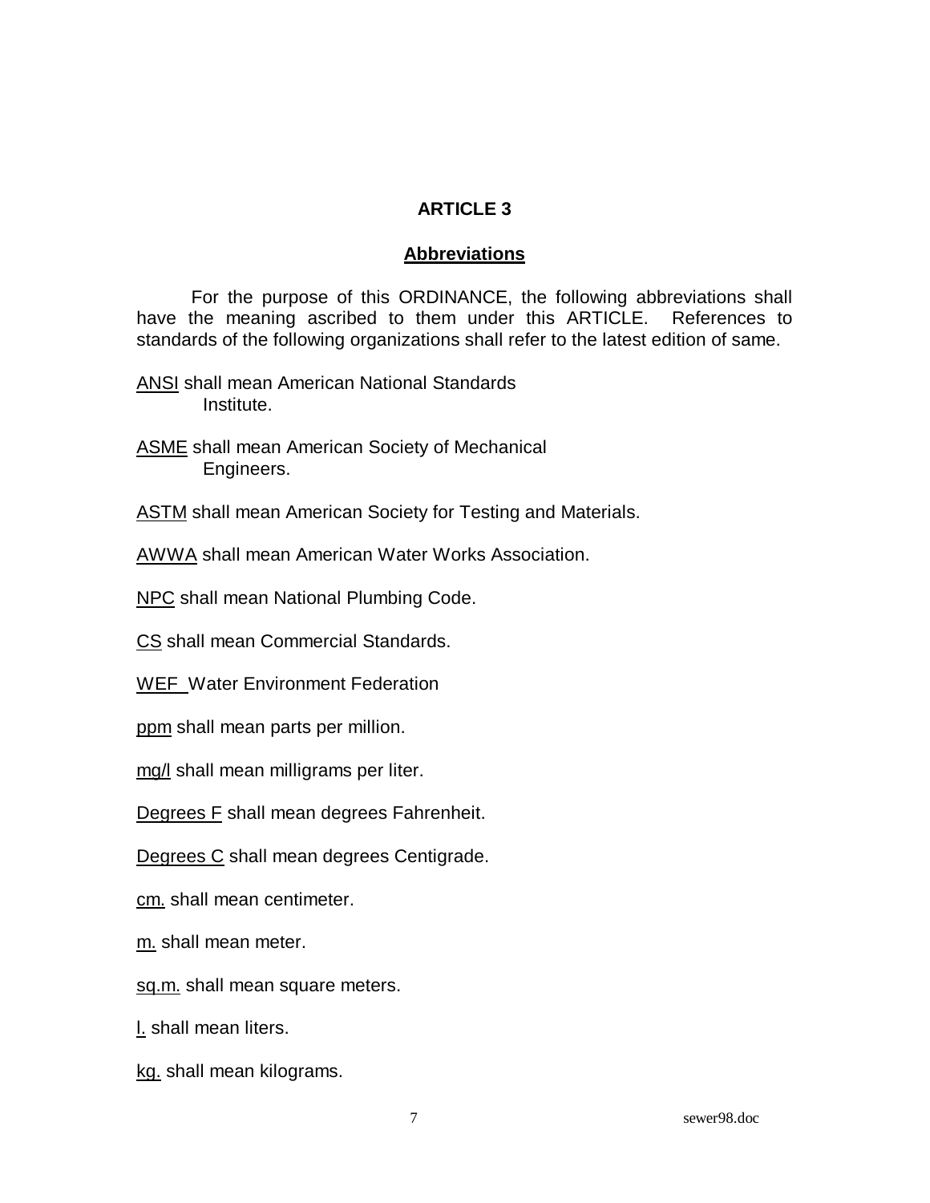# ARTICLE 3

## Abbreviations

For the purpose of this ORDINANCE, the following abbreviations shall have the meaning ascribed to them under this ARTICLE. References to standards of the following organizations shall refer to the latest edition of same.

ANSI shall mean American National Standards Institute.

ASME shall mean American Society of Mechanical Engineers.

ASTM shall mean American Society for Testing and Materials.

AWWA shall mean American Water Works Association.

NPC shall mean National Plumbing Code.

CS shall mean Commercial Standards.

WEF Water Environment Federation

ppm shall mean parts per million.

mg/l shall mean milligrams per liter.

Degrees F shall mean degrees Fahrenheit.

Degrees C shall mean degrees Centigrade.

cm. shall mean centimeter.

m. shall mean meter.

sq.m. shall mean square meters.

l. shall mean liters.

kg. shall mean kilograms.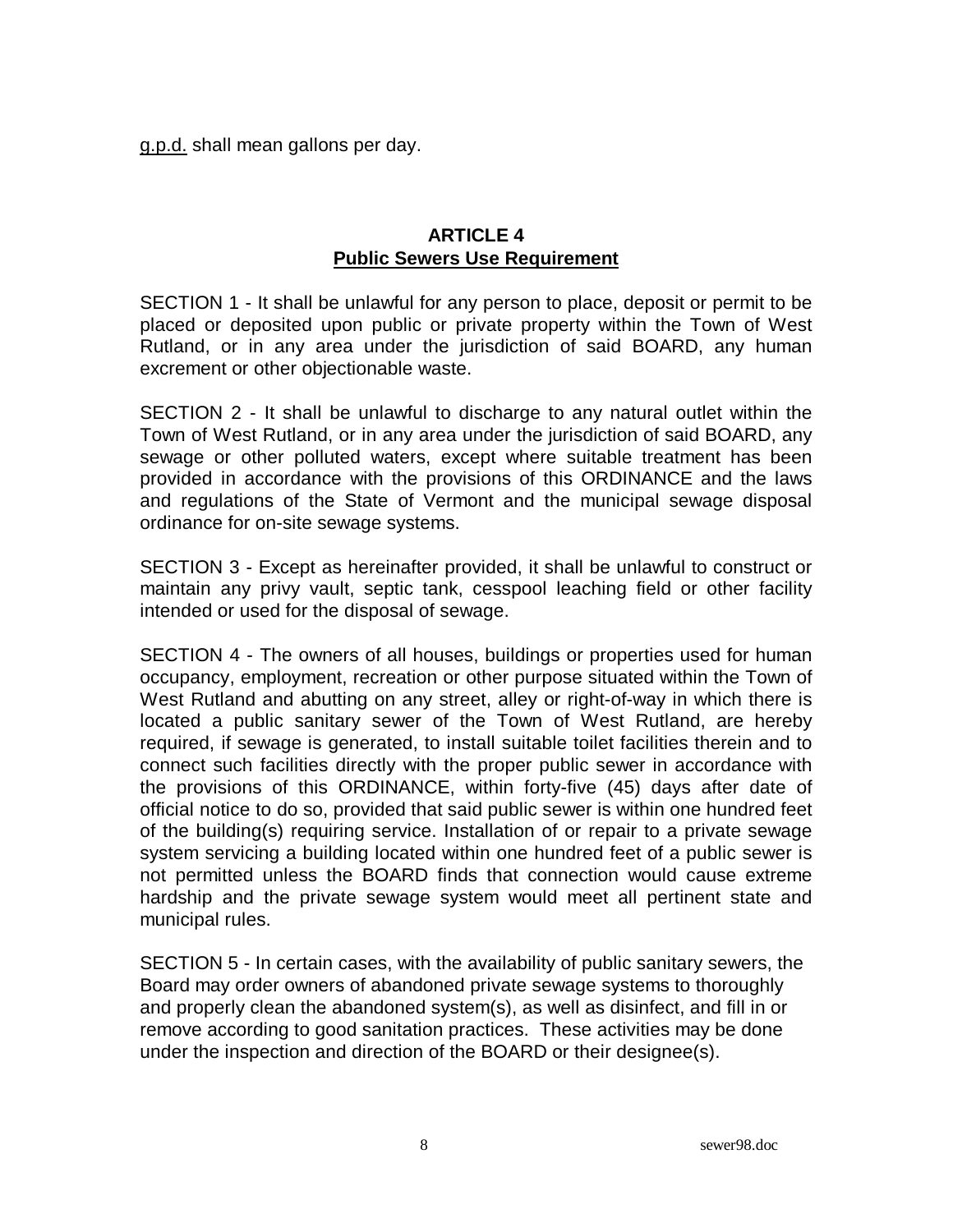g.p.d. shall mean gallons per day.

## ARTICLE 4
## Public Sewers Use Requirement

SECTION 1 - It shall be unlawful for any person to place, deposit or permit to be placed or deposited upon public or private property within the Town of West Rutland, or in any area under the jurisdiction of said BOARD, any human excrement or other objectionable waste.

SECTION 2 - It shall be unlawful to discharge to any natural outlet within the Town of West Rutland, or in any area under the jurisdiction of said BOARD, any sewage or other polluted waters, except where suitable treatment has been provided in accordance with the provisions of this ORDINANCE and the laws and regulations of the State of Vermont and the municipal sewage disposal ordinance for on-site sewage systems.

SECTION 3 - Except as hereinafter provided, it shall be unlawful to construct or maintain any privy vault, septic tank, cesspool leaching field or other facility intended or used for the disposal of sewage.

SECTION 4 - The owners of all houses, buildings or properties used for human occupancy, employment, recreation or other purpose situated within the Town of West Rutland and abutting on any street, alley or right-of-way in which there is located a public sanitary sewer of the Town of West Rutland, are hereby required, if sewage is generated, to install suitable toilet facilities therein and to connect such facilities directly with the proper public sewer in accordance with the provisions of this ORDINANCE, within forty-five (45) days after date of official notice to do so, provided that said public sewer is within one hundred feet of the building(s) requiring service. Installation of or repair to a private sewage system servicing a building located within one hundred feet of a public sewer is not permitted unless the BOARD finds that connection would cause extreme hardship and the private sewage system would meet all pertinent state and municipal rules.

SECTION 5 - In certain cases, with the availability of public sanitary sewers, the Board may order owners of abandoned private sewage systems to thoroughly and properly clean the abandoned system(s), as well as disinfect, and fill in or remove according to good sanitation practices. These activities may be done under the inspection and direction of the BOARD or their designee(s).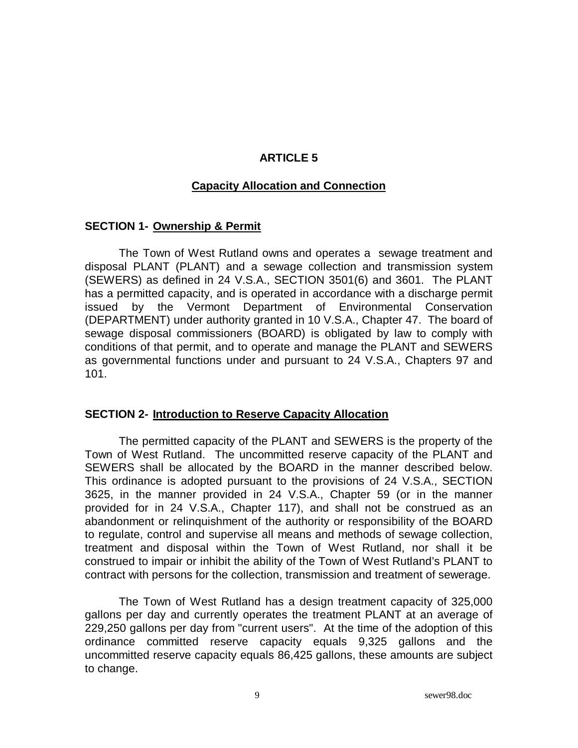# ARTICLE 5

## Capacity Allocation and Connection

### SECTION 1- Ownership & Permit

The Town of West Rutland owns and operates a sewage treatment and disposal PLANT (PLANT) and a sewage collection and transmission system (SEWERS) as defined in 24 V.S.A., SECTION 3501(6) and 3601. The PLANT has a permitted capacity, and is operated in accordance with a discharge permit issued by the Vermont Department of Environmental Conservation (DEPARTMENT) under authority granted in 10 V.S.A., Chapter 47. The board of sewage disposal commissioners (BOARD) is obligated by law to comply with conditions of that permit, and to operate and manage the PLANT and SEWERS as governmental functions under and pursuant to 24 V.S.A., Chapters 97 and 101.

### SECTION 2- Introduction to Reserve Capacity Allocation

The permitted capacity of the PLANT and SEWERS is the property of the Town of West Rutland. The uncommitted reserve capacity of the PLANT and SEWERS shall be allocated by the BOARD in the manner described below. This ordinance is adopted pursuant to the provisions of 24 V.S.A., SECTION 3625, in the manner provided in 24 V.S.A., Chapter 59 (or in the manner provided for in 24 V.S.A., Chapter 117), and shall not be construed as an abandonment or relinquishment of the authority or responsibility of the BOARD to regulate, control and supervise all means and methods of sewage collection, treatment and disposal within the Town of West Rutland, nor shall it be construed to impair or inhibit the ability of the Town of West Rutland's PLANT to contract with persons for the collection, transmission and treatment of sewerage.

The Town of West Rutland has a design treatment capacity of 325,000 gallons per day and currently operates the treatment PLANT at an average of 229,250 gallons per day from "current users". At the time of the adoption of this ordinance committed reserve capacity equals 9,325 gallons and the uncommitted reserve capacity equals 86,425 gallons, these amounts are subject to change.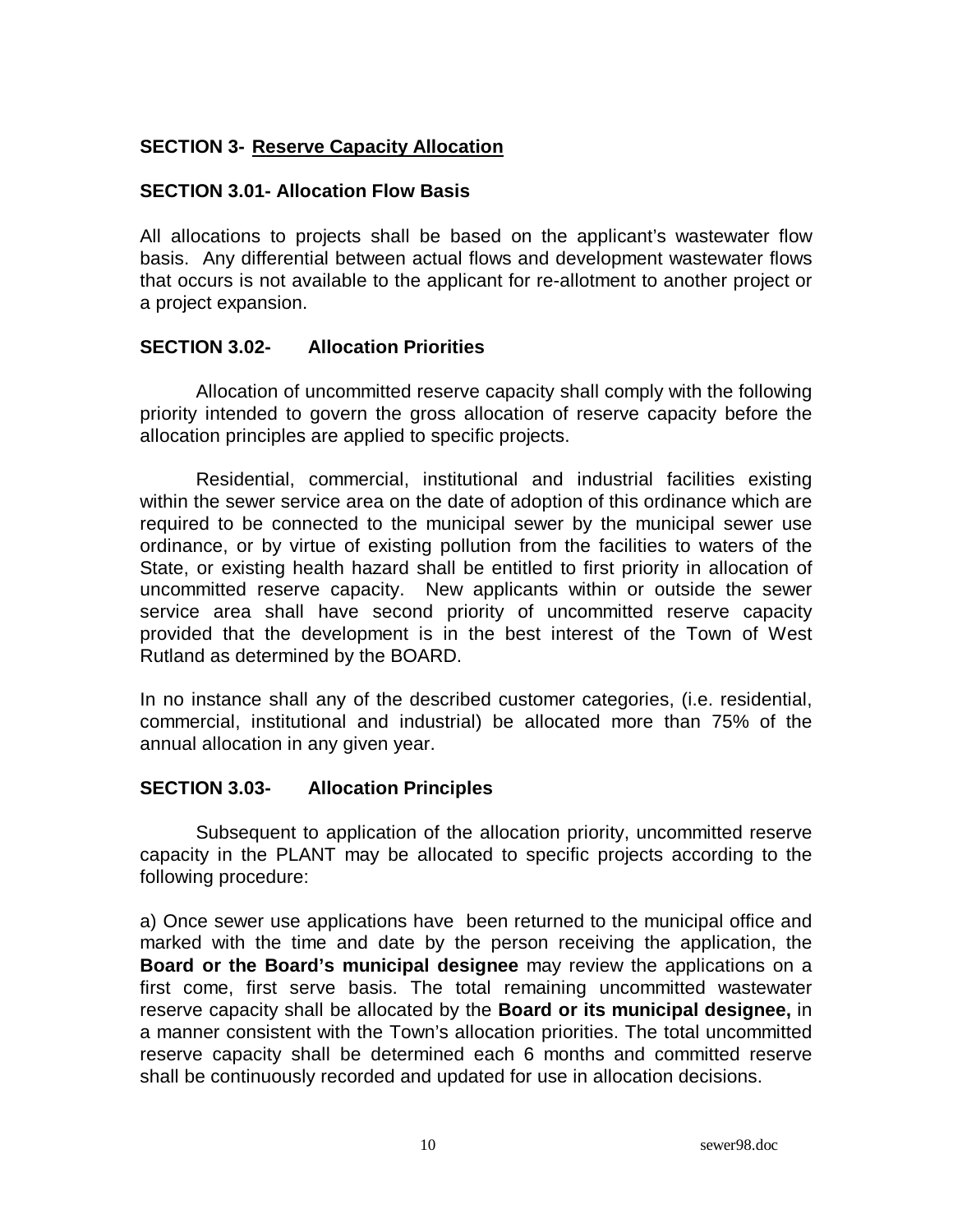## SECTION 3- Reserve Capacity Allocation

### SECTION 3.01- Allocation Flow Basis

All allocations to projects shall be based on the applicant's wastewater flow basis. Any differential between actual flows and development wastewater flows that occurs is not available to the applicant for re-allotment to another project or a project expansion.

### SECTION 3.02- Allocation Priorities

Allocation of uncommitted reserve capacity shall comply with the following priority intended to govern the gross allocation of reserve capacity before the allocation principles are applied to specific projects.

Residential, commercial, institutional and industrial facilities existing within the sewer service area on the date of adoption of this ordinance which are required to be connected to the municipal sewer by the municipal sewer use ordinance, or by virtue of existing pollution from the facilities to waters of the State, or existing health hazard shall be entitled to first priority in allocation of uncommitted reserve capacity. New applicants within or outside the sewer service area shall have second priority of uncommitted reserve capacity provided that the development is in the best interest of the Town of West Rutland as determined by the BOARD.

In no instance shall any of the described customer categories, (i.e. residential, commercial, institutional and industrial) be allocated more than 75% of the annual allocation in any given year.

### SECTION 3.03- Allocation Principles

Subsequent to application of the allocation priority, uncommitted reserve capacity in the PLANT may be allocated to specific projects according to the following procedure:

a) Once sewer use applications have been returned to the municipal office and marked with the time and date by the person receiving the application, the **Board or the Board's municipal designee** may review the applications on a first come, first serve basis. The total remaining uncommitted wastewater reserve capacity shall be allocated by the **Board or its municipal designee,** in a manner consistent with the Town's allocation priorities. The total uncommitted reserve capacity shall be determined each 6 months and committed reserve shall be continuously recorded and updated for use in allocation decisions.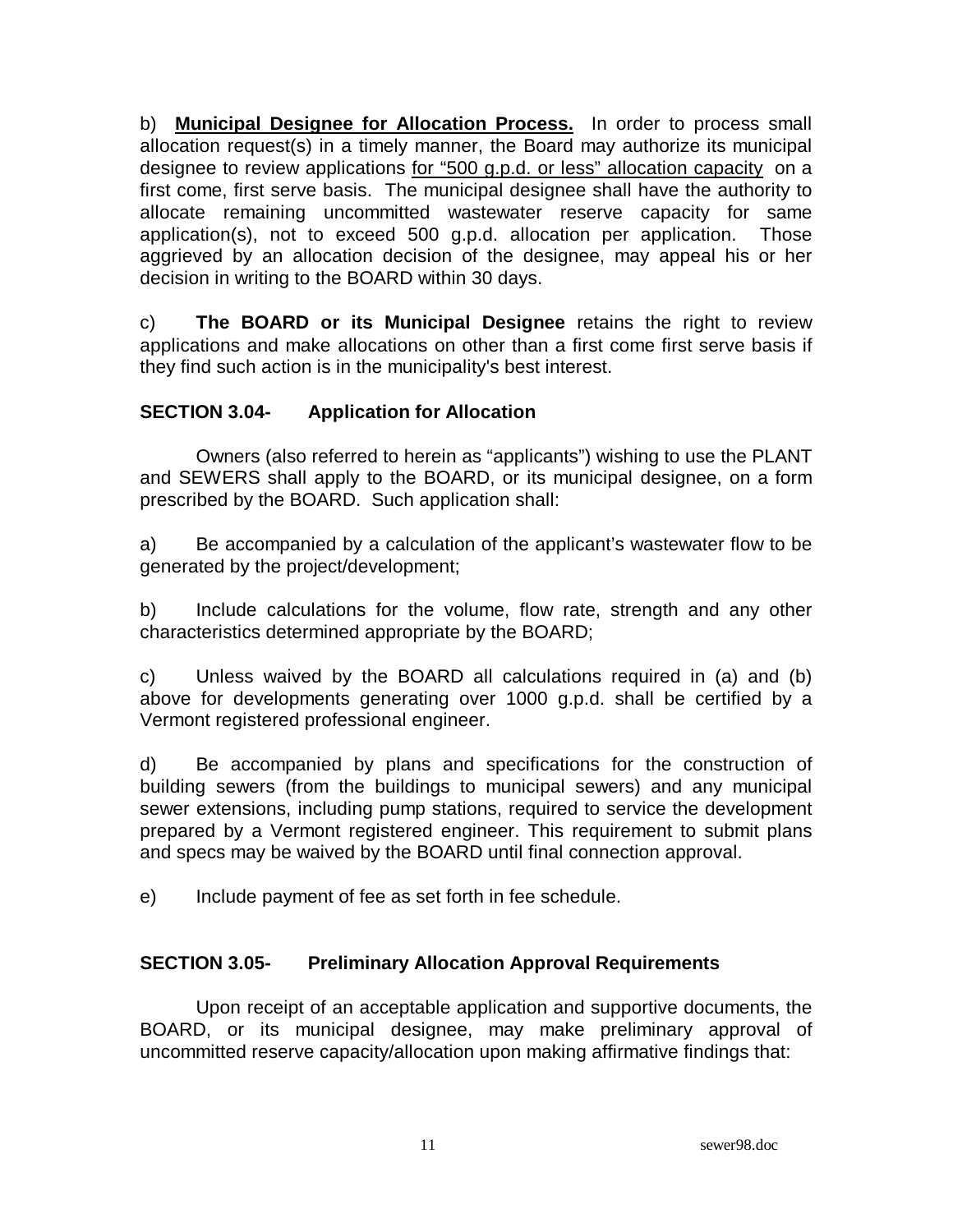b) **<u>Municipal Designee for Allocation Process.</u>** In order to process small allocation request(s) in a timely manner, the Board may authorize its municipal designee to review applications <u>for "500 g.p.d. or less" allocation capacity</u> on a first come, first serve basis. The municipal designee shall have the authority to allocate remaining uncommitted wastewater reserve capacity for same application(s), not to exceed 500 g.p.d. allocation per application. Those aggrieved by an allocation decision of the designee, may appeal his or her decision in writing to the BOARD within 30 days.

c) **The BOARD or its Municipal Designee** retains the right to review applications and make allocations on other than a first come first serve basis if they find such action is in the municipality's best interest.

**SECTION 3.04- Application for Allocation**

Owners (also referred to herein as "applicants") wishing to use the PLANT and SEWERS shall apply to the BOARD, or its municipal designee, on a form prescribed by the BOARD. Such application shall:

a) Be accompanied by a calculation of the applicant's wastewater flow to be generated by the project/development;

b) Include calculations for the volume, flow rate, strength and any other characteristics determined appropriate by the BOARD;

c) Unless waived by the BOARD all calculations required in (a) and (b) above for developments generating over 1000 g.p.d. shall be certified by a Vermont registered professional engineer.

d) Be accompanied by plans and specifications for the construction of building sewers (from the buildings to municipal sewers) and any municipal sewer extensions, including pump stations, required to service the development prepared by a Vermont registered engineer. This requirement to submit plans and specs may be waived by the BOARD until final connection approval.

e) Include payment of fee as set forth in fee schedule.

**SECTION 3.05- Preliminary Allocation Approval Requirements**

Upon receipt of an acceptable application and supportive documents, the BOARD, or its municipal designee, may make preliminary approval of uncommitted reserve capacity/allocation upon making affirmative findings that: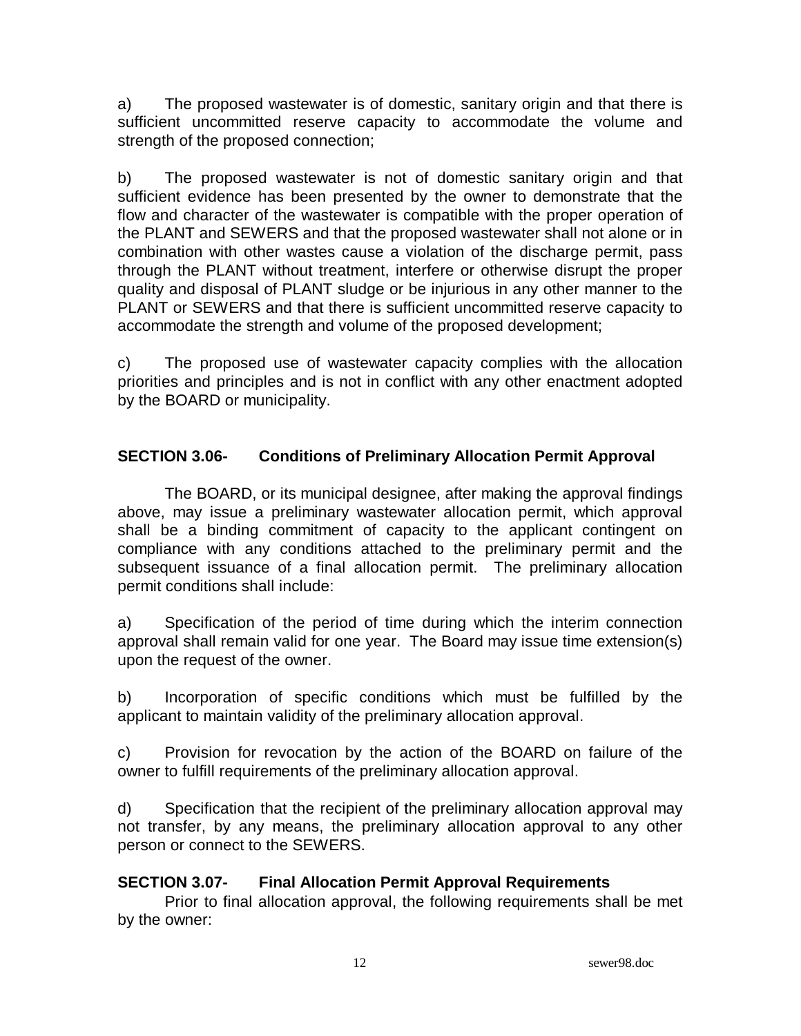a) The proposed wastewater is of domestic, sanitary origin and that there is sufficient uncommitted reserve capacity to accommodate the volume and strength of the proposed connection;

b) The proposed wastewater is not of domestic sanitary origin and that sufficient evidence has been presented by the owner to demonstrate that the flow and character of the wastewater is compatible with the proper operation of the PLANT and SEWERS and that the proposed wastewater shall not alone or in combination with other wastes cause a violation of the discharge permit, pass through the PLANT without treatment, interfere or otherwise disrupt the proper quality and disposal of PLANT sludge or be injurious in any other manner to the PLANT or SEWERS and that there is sufficient uncommitted reserve capacity to accommodate the strength and volume of the proposed development;

c) The proposed use of wastewater capacity complies with the allocation priorities and principles and is not in conflict with any other enactment adopted by the BOARD or municipality.

## SECTION 3.06- Conditions of Preliminary Allocation Permit Approval

The BOARD, or its municipal designee, after making the approval findings above, may issue a preliminary wastewater allocation permit, which approval shall be a binding commitment of capacity to the applicant contingent on compliance with any conditions attached to the preliminary permit and the subsequent issuance of a final allocation permit. The preliminary allocation permit conditions shall include:

a) Specification of the period of time during which the interim connection approval shall remain valid for one year. The Board may issue time extension(s) upon the request of the owner.

b) Incorporation of specific conditions which must be fulfilled by the applicant to maintain validity of the preliminary allocation approval.

c) Provision for revocation by the action of the BOARD on failure of the owner to fulfill requirements of the preliminary allocation approval.

d) Specification that the recipient of the preliminary allocation approval may not transfer, by any means, the preliminary allocation approval to any other person or connect to the SEWERS.

## SECTION 3.07- Final Allocation Permit Approval Requirements

Prior to final allocation approval, the following requirements shall be met by the owner: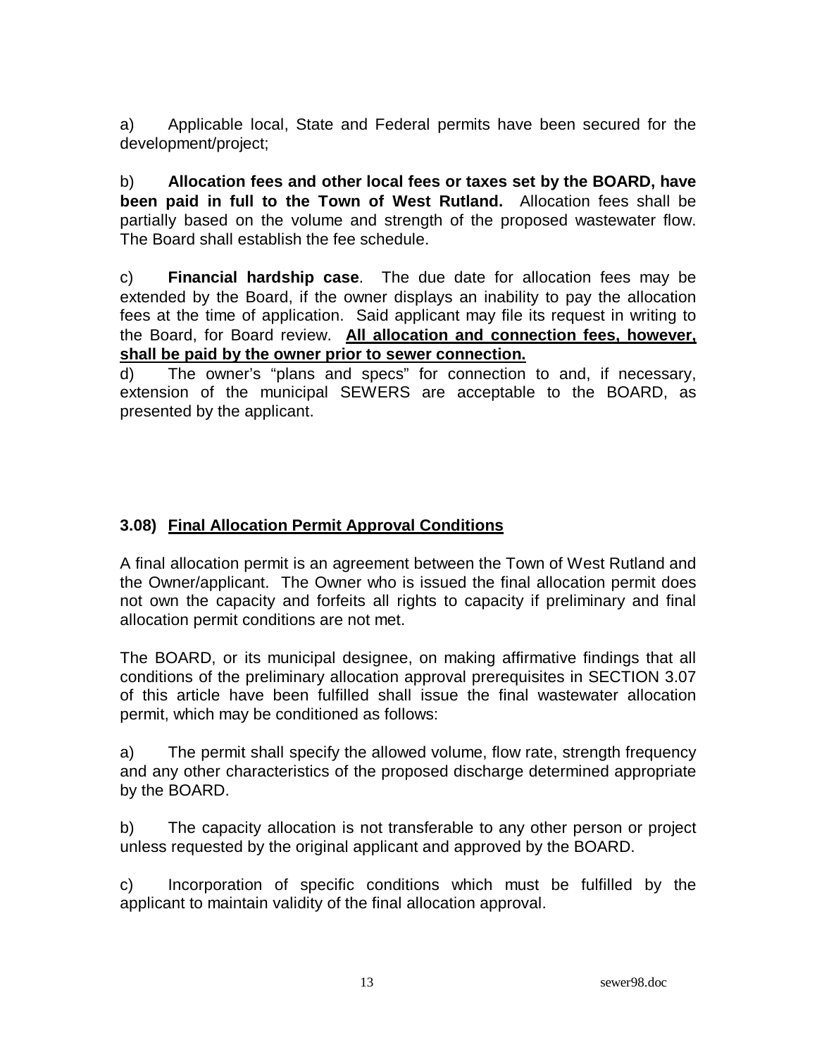a) Applicable local, State and Federal permits have been secured for the development/project;

b) **Allocation fees and other local fees or taxes set by the BOARD, have been paid in full to the Town of West Rutland.** Allocation fees shall be partially based on the volume and strength of the proposed wastewater flow. The Board shall establish the fee schedule.

c) **Financial hardship case**. The due date for allocation fees may be extended by the Board, if the owner displays an inability to pay the allocation fees at the time of application. Said applicant may file its request in writing to the Board, for Board review. **<u>All allocation and connection fees, however, shall be paid by the owner prior to sewer connection.</u>**

d) The owner's "plans and specs" for connection to and, if necessary, extension of the municipal SEWERS are acceptable to the BOARD, as presented by the applicant.

### 3.08) <u>Final Allocation Permit Approval Conditions</u>

A final allocation permit is an agreement between the Town of West Rutland and the Owner/applicant. The Owner who is issued the final allocation permit does not own the capacity and forfeits all rights to capacity if preliminary and final allocation permit conditions are not met.

The BOARD, or its municipal designee, on making affirmative findings that all conditions of the preliminary allocation approval prerequisites in SECTION 3.07 of this article have been fulfilled shall issue the final wastewater allocation permit, which may be conditioned as follows:

a) The permit shall specify the allowed volume, flow rate, strength frequency and any other characteristics of the proposed discharge determined appropriate by the BOARD.

b) The capacity allocation is not transferable to any other person or project unless requested by the original applicant and approved by the BOARD.

c) Incorporation of specific conditions which must be fulfilled by the applicant to maintain validity of the final allocation approval.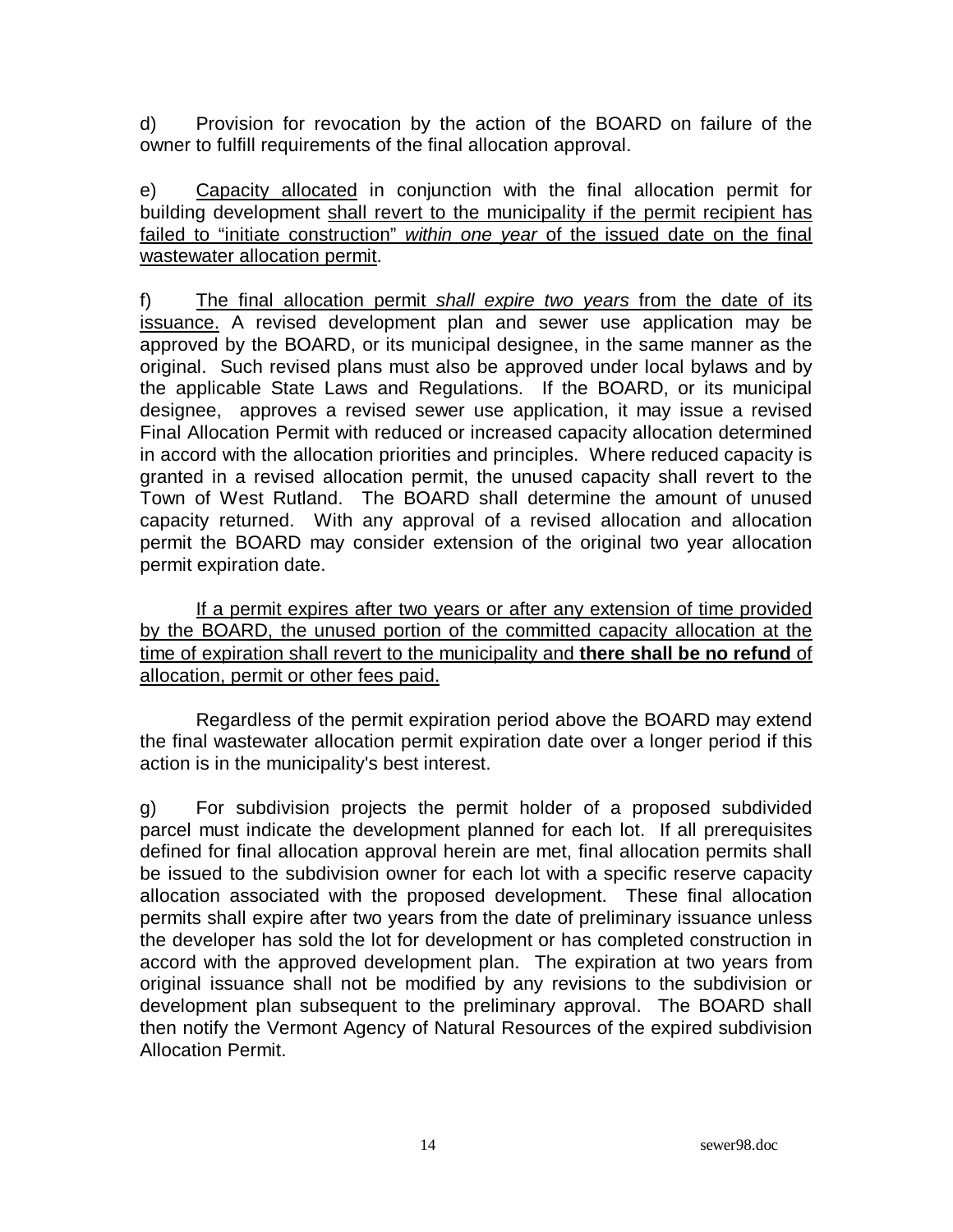d) Provision for revocation by the action of the BOARD on failure of the owner to fulfill requirements of the final allocation approval.

e) <u>Capacity allocated</u> in conjunction with the final allocation permit for building development <u>shall revert to the municipality if the permit recipient has failed to "initiate construction" *within one year* of the issued date on the final wastewater allocation permit</u>.

f) <u>The final allocation permit *shall expire two years* from the date of its issuance.</u> A revised development plan and sewer use application may be approved by the BOARD, or its municipal designee, in the same manner as the original. Such revised plans must also be approved under local bylaws and by the applicable State Laws and Regulations. If the BOARD, or its municipal designee, approves a revised sewer use application, it may issue a revised Final Allocation Permit with reduced or increased capacity allocation determined in accord with the allocation priorities and principles. Where reduced capacity is granted in a revised allocation permit, the unused capacity shall revert to the Town of West Rutland. The BOARD shall determine the amount of unused capacity returned. With any approval of a revised allocation and allocation permit the BOARD may consider extension of the original two year allocation permit expiration date.

<u>If a permit expires after two years or after any extension of time provided by the BOARD, the unused portion of the committed capacity allocation at the time of expiration shall revert to the municipality and **there shall be no refund** of allocation, permit or other fees paid.</u>

Regardless of the permit expiration period above the BOARD may extend the final wastewater allocation permit expiration date over a longer period if this action is in the municipality's best interest.

g) For subdivision projects the permit holder of a proposed subdivided parcel must indicate the development planned for each lot. If all prerequisites defined for final allocation approval herein are met, final allocation permits shall be issued to the subdivision owner for each lot with a specific reserve capacity allocation associated with the proposed development. These final allocation permits shall expire after two years from the date of preliminary issuance unless the developer has sold the lot for development or has completed construction in accord with the approved development plan. The expiration at two years from original issuance shall not be modified by any revisions to the subdivision or development plan subsequent to the preliminary approval. The BOARD shall then notify the Vermont Agency of Natural Resources of the expired subdivision Allocation Permit.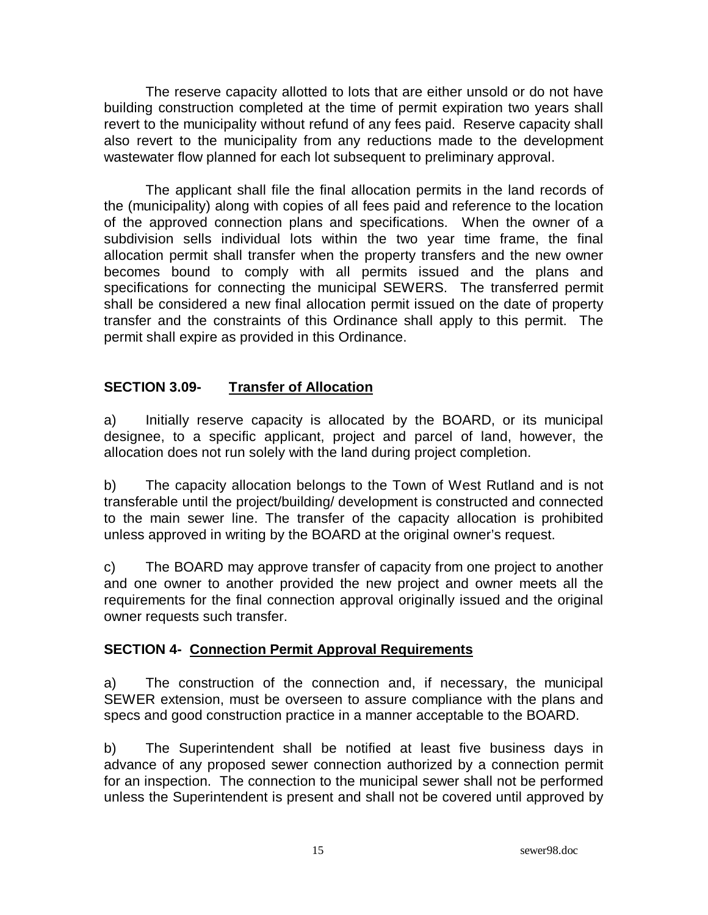The reserve capacity allotted to lots that are either unsold or do not have building construction completed at the time of permit expiration two years shall revert to the municipality without refund of any fees paid. Reserve capacity shall also revert to the municipality from any reductions made to the development wastewater flow planned for each lot subsequent to preliminary approval.

The applicant shall file the final allocation permits in the land records of the (municipality) along with copies of all fees paid and reference to the location of the approved connection plans and specifications. When the owner of a subdivision sells individual lots within the two year time frame, the final allocation permit shall transfer when the property transfers and the new owner becomes bound to comply with all permits issued and the plans and specifications for connecting the municipal SEWERS. The transferred permit shall be considered a new final allocation permit issued on the date of property transfer and the constraints of this Ordinance shall apply to this permit. The permit shall expire as provided in this Ordinance.

## SECTION 3.09- Transfer of Allocation

a) Initially reserve capacity is allocated by the BOARD, or its municipal designee, to a specific applicant, project and parcel of land, however, the allocation does not run solely with the land during project completion.

b) The capacity allocation belongs to the Town of West Rutland and is not transferable until the project/building/ development is constructed and connected to the main sewer line. The transfer of the capacity allocation is prohibited unless approved in writing by the BOARD at the original owner's request.

c) The BOARD may approve transfer of capacity from one project to another and one owner to another provided the new project and owner meets all the requirements for the final connection approval originally issued and the original owner requests such transfer.

## SECTION 4- Connection Permit Approval Requirements

a) The construction of the connection and, if necessary, the municipal SEWER extension, must be overseen to assure compliance with the plans and specs and good construction practice in a manner acceptable to the BOARD.

b) The Superintendent shall be notified at least five business days in advance of any proposed sewer connection authorized by a connection permit for an inspection. The connection to the municipal sewer shall not be performed unless the Superintendent is present and shall not be covered until approved by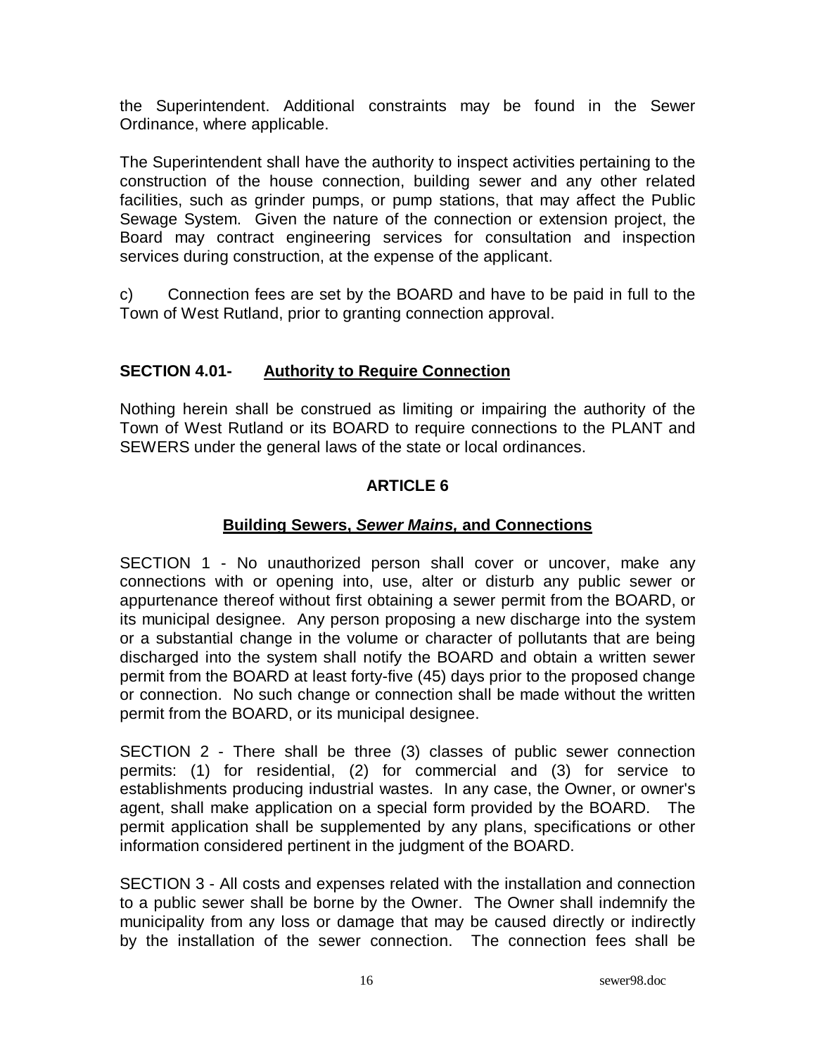the Superintendent. Additional constraints may be found in the Sewer Ordinance, where applicable.

The Superintendent shall have the authority to inspect activities pertaining to the construction of the house connection, building sewer and any other related facilities, such as grinder pumps, or pump stations, that may affect the Public Sewage System. Given the nature of the connection or extension project, the Board may contract engineering services for consultation and inspection services during construction, at the expense of the applicant.

c) Connection fees are set by the BOARD and have to be paid in full to the Town of West Rutland, prior to granting connection approval.

### SECTION 4.01- Authority to Require Connection

Nothing herein shall be construed as limiting or impairing the authority of the Town of West Rutland or its BOARD to require connections to the PLANT and SEWERS under the general laws of the state or local ordinances.

## ARTICLE 6

### Building Sewers, *Sewer Mains,* and Connections

SECTION 1 - No unauthorized person shall cover or uncover, make any connections with or opening into, use, alter or disturb any public sewer or appurtenance thereof without first obtaining a sewer permit from the BOARD, or its municipal designee. Any person proposing a new discharge into the system or a substantial change in the volume or character of pollutants that are being discharged into the system shall notify the BOARD and obtain a written sewer permit from the BOARD at least forty-five (45) days prior to the proposed change or connection. No such change or connection shall be made without the written permit from the BOARD, or its municipal designee.

SECTION 2 - There shall be three (3) classes of public sewer connection permits: (1) for residential, (2) for commercial and (3) for service to establishments producing industrial wastes. In any case, the Owner, or owner's agent, shall make application on a special form provided by the BOARD. The permit application shall be supplemented by any plans, specifications or other information considered pertinent in the judgment of the BOARD.

SECTION 3 - All costs and expenses related with the installation and connection to a public sewer shall be borne by the Owner. The Owner shall indemnify the municipality from any loss or damage that may be caused directly or indirectly by the installation of the sewer connection. The connection fees shall be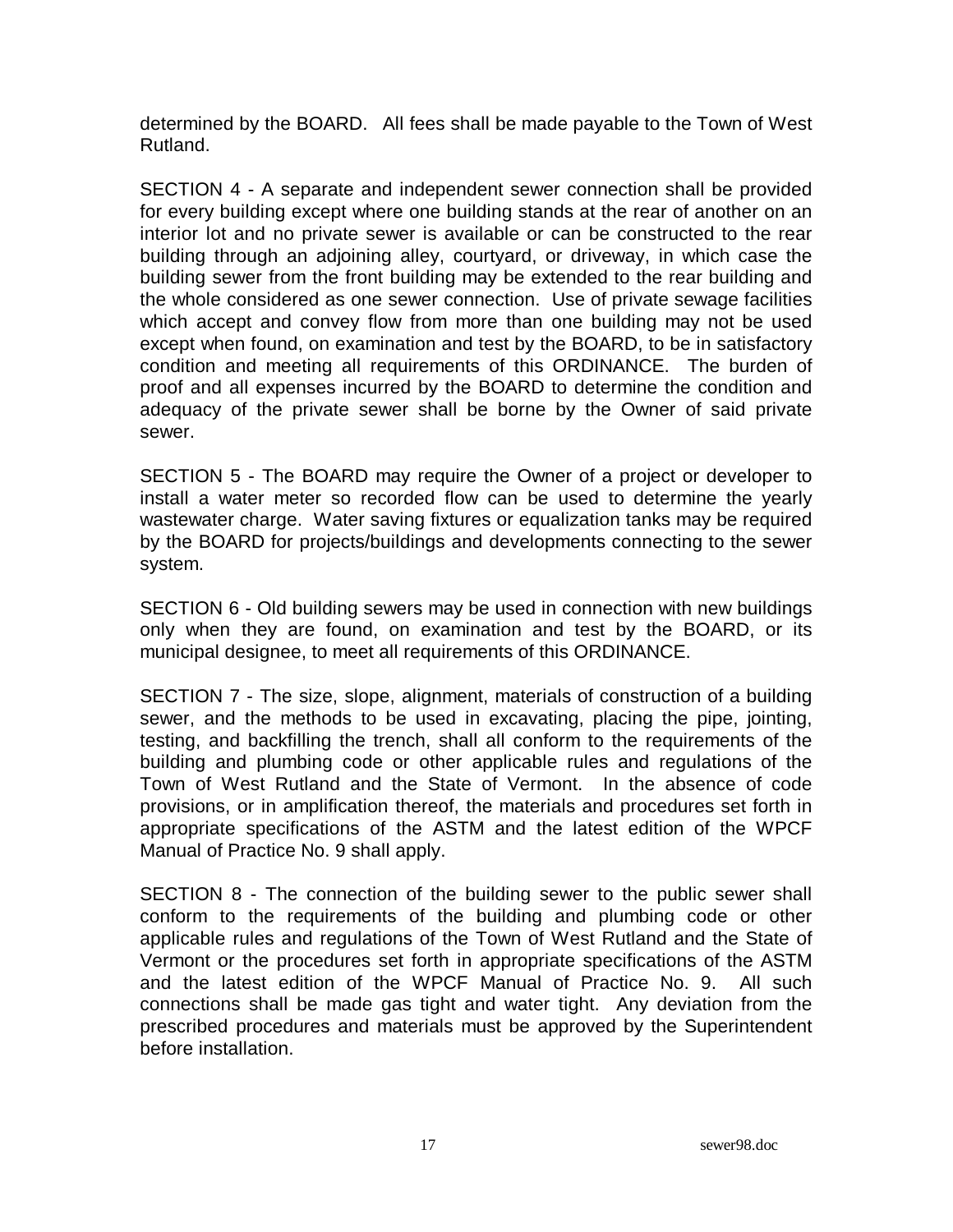determined by the BOARD. All fees shall be made payable to the Town of West Rutland.

SECTION 4 - A separate and independent sewer connection shall be provided for every building except where one building stands at the rear of another on an interior lot and no private sewer is available or can be constructed to the rear building through an adjoining alley, courtyard, or driveway, in which case the building sewer from the front building may be extended to the rear building and the whole considered as one sewer connection. Use of private sewage facilities which accept and convey flow from more than one building may not be used except when found, on examination and test by the BOARD, to be in satisfactory condition and meeting all requirements of this ORDINANCE. The burden of proof and all expenses incurred by the BOARD to determine the condition and adequacy of the private sewer shall be borne by the Owner of said private sewer.

SECTION 5 - The BOARD may require the Owner of a project or developer to install a water meter so recorded flow can be used to determine the yearly wastewater charge. Water saving fixtures or equalization tanks may be required by the BOARD for projects/buildings and developments connecting to the sewer system.

SECTION 6 - Old building sewers may be used in connection with new buildings only when they are found, on examination and test by the BOARD, or its municipal designee, to meet all requirements of this ORDINANCE.

SECTION 7 - The size, slope, alignment, materials of construction of a building sewer, and the methods to be used in excavating, placing the pipe, jointing, testing, and backfilling the trench, shall all conform to the requirements of the building and plumbing code or other applicable rules and regulations of the Town of West Rutland and the State of Vermont. In the absence of code provisions, or in amplification thereof, the materials and procedures set forth in appropriate specifications of the ASTM and the latest edition of the WPCF Manual of Practice No. 9 shall apply.

SECTION 8 - The connection of the building sewer to the public sewer shall conform to the requirements of the building and plumbing code or other applicable rules and regulations of the Town of West Rutland and the State of Vermont or the procedures set forth in appropriate specifications of the ASTM and the latest edition of the WPCF Manual of Practice No. 9. All such connections shall be made gas tight and water tight. Any deviation from the prescribed procedures and materials must be approved by the Superintendent before installation.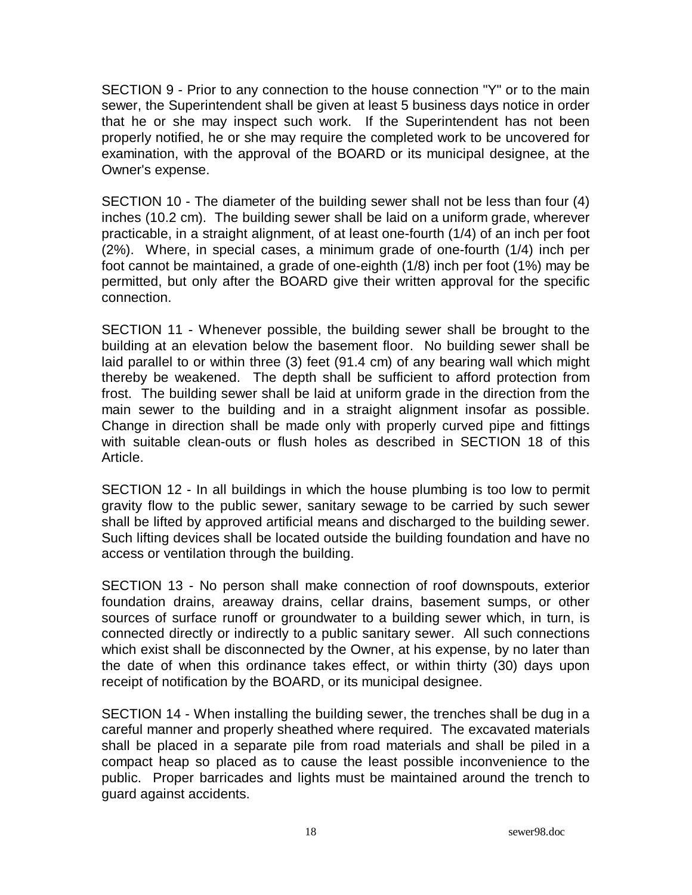SECTION 9 - Prior to any connection to the house connection "Y" or to the main sewer, the Superintendent shall be given at least 5 business days notice in order that he or she may inspect such work. If the Superintendent has not been properly notified, he or she may require the completed work to be uncovered for examination, with the approval of the BOARD or its municipal designee, at the Owner's expense.

SECTION 10 - The diameter of the building sewer shall not be less than four (4) inches (10.2 cm). The building sewer shall be laid on a uniform grade, wherever practicable, in a straight alignment, of at least one-fourth (1/4) of an inch per foot (2%). Where, in special cases, a minimum grade of one-fourth (1/4) inch per foot cannot be maintained, a grade of one-eighth (1/8) inch per foot (1%) may be permitted, but only after the BOARD give their written approval for the specific connection.

SECTION 11 - Whenever possible, the building sewer shall be brought to the building at an elevation below the basement floor. No building sewer shall be laid parallel to or within three (3) feet (91.4 cm) of any bearing wall which might thereby be weakened. The depth shall be sufficient to afford protection from frost. The building sewer shall be laid at uniform grade in the direction from the main sewer to the building and in a straight alignment insofar as possible. Change in direction shall be made only with properly curved pipe and fittings with suitable clean-outs or flush holes as described in SECTION 18 of this Article.

SECTION 12 - In all buildings in which the house plumbing is too low to permit gravity flow to the public sewer, sanitary sewage to be carried by such sewer shall be lifted by approved artificial means and discharged to the building sewer. Such lifting devices shall be located outside the building foundation and have no access or ventilation through the building.

SECTION 13 - No person shall make connection of roof downspouts, exterior foundation drains, areaway drains, cellar drains, basement sumps, or other sources of surface runoff or groundwater to a building sewer which, in turn, is connected directly or indirectly to a public sanitary sewer. All such connections which exist shall be disconnected by the Owner, at his expense, by no later than the date of when this ordinance takes effect, or within thirty (30) days upon receipt of notification by the BOARD, or its municipal designee.

SECTION 14 - When installing the building sewer, the trenches shall be dug in a careful manner and properly sheathed where required. The excavated materials shall be placed in a separate pile from road materials and shall be piled in a compact heap so placed as to cause the least possible inconvenience to the public. Proper barricades and lights must be maintained around the trench to guard against accidents.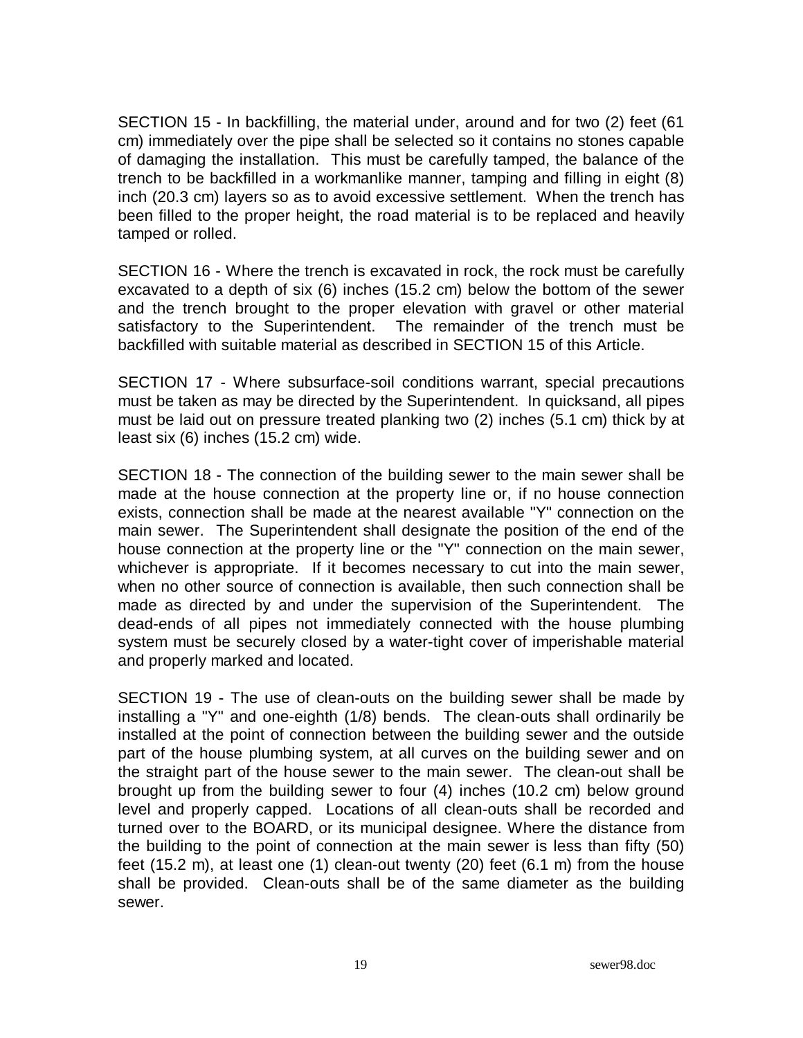SECTION 15 - In backfilling, the material under, around and for two (2) feet (61 cm) immediately over the pipe shall be selected so it contains no stones capable of damaging the installation. This must be carefully tamped, the balance of the trench to be backfilled in a workmanlike manner, tamping and filling in eight (8) inch (20.3 cm) layers so as to avoid excessive settlement. When the trench has been filled to the proper height, the road material is to be replaced and heavily tamped or rolled.

SECTION 16 - Where the trench is excavated in rock, the rock must be carefully excavated to a depth of six (6) inches (15.2 cm) below the bottom of the sewer and the trench brought to the proper elevation with gravel or other material satisfactory to the Superintendent. The remainder of the trench must be backfilled with suitable material as described in SECTION 15 of this Article.

SECTION 17 - Where subsurface-soil conditions warrant, special precautions must be taken as may be directed by the Superintendent. In quicksand, all pipes must be laid out on pressure treated planking two (2) inches (5.1 cm) thick by at least six (6) inches (15.2 cm) wide.

SECTION 18 - The connection of the building sewer to the main sewer shall be made at the house connection at the property line or, if no house connection exists, connection shall be made at the nearest available "Y" connection on the main sewer. The Superintendent shall designate the position of the end of the house connection at the property line or the "Y" connection on the main sewer, whichever is appropriate. If it becomes necessary to cut into the main sewer, when no other source of connection is available, then such connection shall be made as directed by and under the supervision of the Superintendent. The dead-ends of all pipes not immediately connected with the house plumbing system must be securely closed by a water-tight cover of imperishable material and properly marked and located.

SECTION 19 - The use of clean-outs on the building sewer shall be made by installing a "Y" and one-eighth (1/8) bends. The clean-outs shall ordinarily be installed at the point of connection between the building sewer and the outside part of the house plumbing system, at all curves on the building sewer and on the straight part of the house sewer to the main sewer. The clean-out shall be brought up from the building sewer to four (4) inches (10.2 cm) below ground level and properly capped. Locations of all clean-outs shall be recorded and turned over to the BOARD, or its municipal designee. Where the distance from the building to the point of connection at the main sewer is less than fifty (50) feet (15.2 m), at least one (1) clean-out twenty (20) feet (6.1 m) from the house shall be provided. Clean-outs shall be of the same diameter as the building sewer.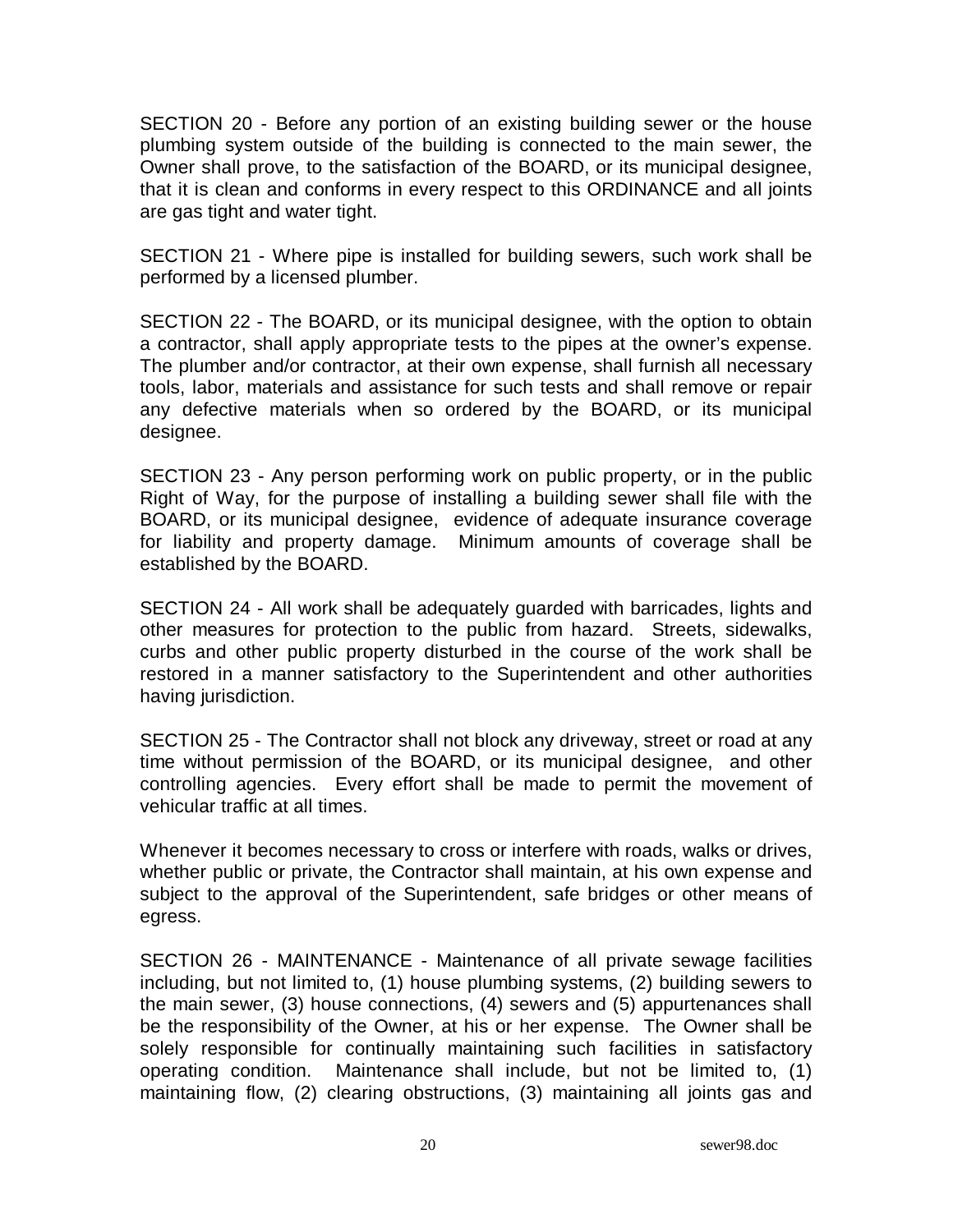SECTION 20 - Before any portion of an existing building sewer or the house plumbing system outside of the building is connected to the main sewer, the Owner shall prove, to the satisfaction of the BOARD, or its municipal designee, that it is clean and conforms in every respect to this ORDINANCE and all joints are gas tight and water tight.

SECTION 21 - Where pipe is installed for building sewers, such work shall be performed by a licensed plumber.

SECTION 22 - The BOARD, or its municipal designee, with the option to obtain a contractor, shall apply appropriate tests to the pipes at the owner's expense. The plumber and/or contractor, at their own expense, shall furnish all necessary tools, labor, materials and assistance for such tests and shall remove or repair any defective materials when so ordered by the BOARD, or its municipal designee.

SECTION 23 - Any person performing work on public property, or in the public Right of Way, for the purpose of installing a building sewer shall file with the BOARD, or its municipal designee, evidence of adequate insurance coverage for liability and property damage. Minimum amounts of coverage shall be established by the BOARD.

SECTION 24 - All work shall be adequately guarded with barricades, lights and other measures for protection to the public from hazard. Streets, sidewalks, curbs and other public property disturbed in the course of the work shall be restored in a manner satisfactory to the Superintendent and other authorities having jurisdiction.

SECTION 25 - The Contractor shall not block any driveway, street or road at any time without permission of the BOARD, or its municipal designee, and other controlling agencies. Every effort shall be made to permit the movement of vehicular traffic at all times.

Whenever it becomes necessary to cross or interfere with roads, walks or drives, whether public or private, the Contractor shall maintain, at his own expense and subject to the approval of the Superintendent, safe bridges or other means of egress.

SECTION 26 - MAINTENANCE - Maintenance of all private sewage facilities including, but not limited to, (1) house plumbing systems, (2) building sewers to the main sewer, (3) house connections, (4) sewers and (5) appurtenances shall be the responsibility of the Owner, at his or her expense. The Owner shall be solely responsible for continually maintaining such facilities in satisfactory operating condition. Maintenance shall include, but not be limited to, (1) maintaining flow, (2) clearing obstructions, (3) maintaining all joints gas and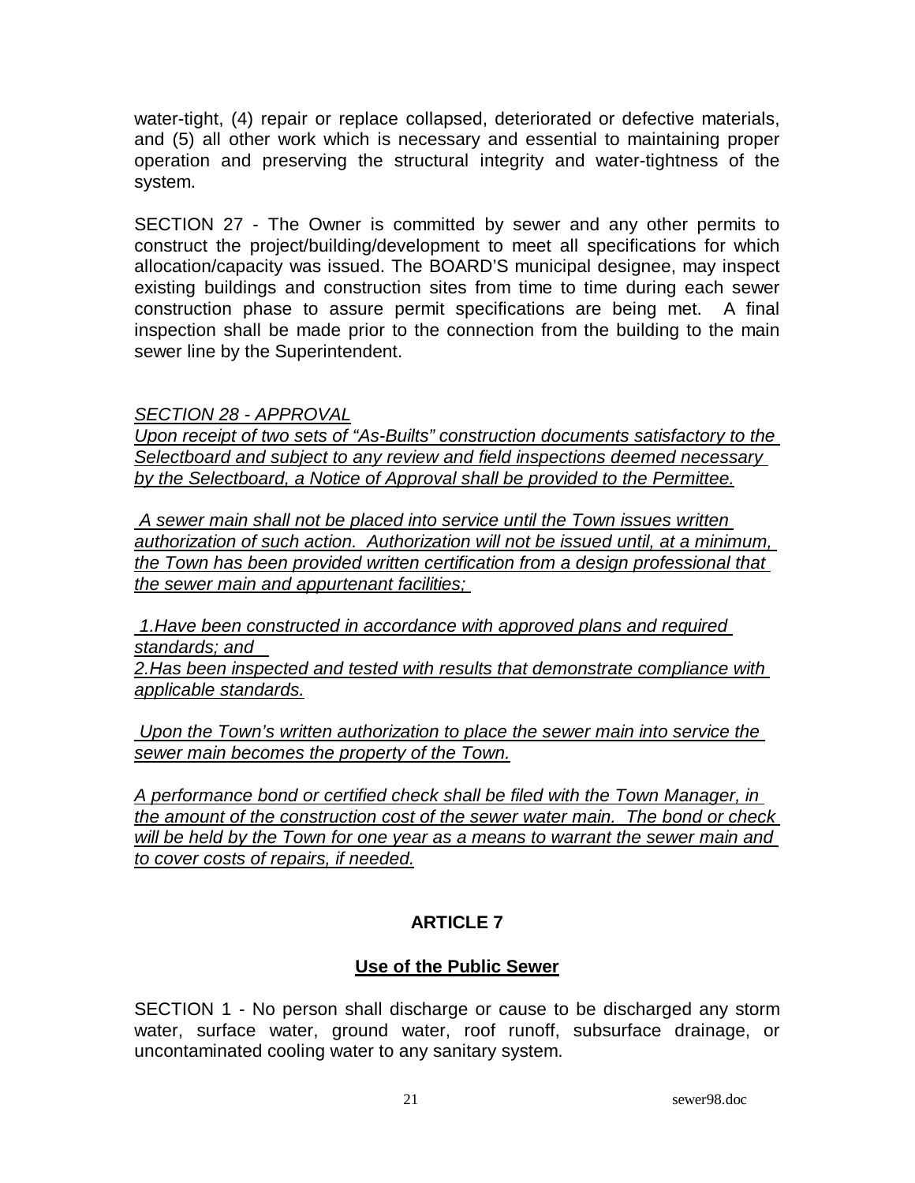water-tight, (4) repair or replace collapsed, deteriorated or defective materials, and (5) all other work which is necessary and essential to maintaining proper operation and preserving the structural integrity and water-tightness of the system.

SECTION 27 - The Owner is committed by sewer and any other permits to construct the project/building/development to meet all specifications for which allocation/capacity was issued. The BOARD'S municipal designee, may inspect existing buildings and construction sites from time to time during each sewer construction phase to assure permit specifications are being met. A final inspection shall be made prior to the connection from the building to the main sewer line by the Superintendent.

*SECTION 28 - APPROVAL*

*Upon receipt of two sets of "As-Builts" construction documents satisfactory to the Selectboard and subject to any review and field inspections deemed necessary by the Selectboard, a Notice of Approval shall be provided to the Permittee.*

*A sewer main shall not be placed into service until the Town issues written authorization of such action. Authorization will not be issued until, at a minimum, the Town has been provided written certification from a design professional that the sewer main and appurtenant facilities;*

*1.Have been constructed in accordance with approved plans and required standards; and*

*2.Has been inspected and tested with results that demonstrate compliance with applicable standards.*

*Upon the Town's written authorization to place the sewer main into service the sewer main becomes the property of the Town.*

*A performance bond or certified check shall be filed with the Town Manager, in the amount of the construction cost of the sewer water main. The bond or check will be held by the Town for one year as a means to warrant the sewer main and to cover costs of repairs, if needed.*

## ARTICLE 7

### Use of the Public Sewer

SECTION 1 - No person shall discharge or cause to be discharged any storm water, surface water, ground water, roof runoff, subsurface drainage, or uncontaminated cooling water to any sanitary system.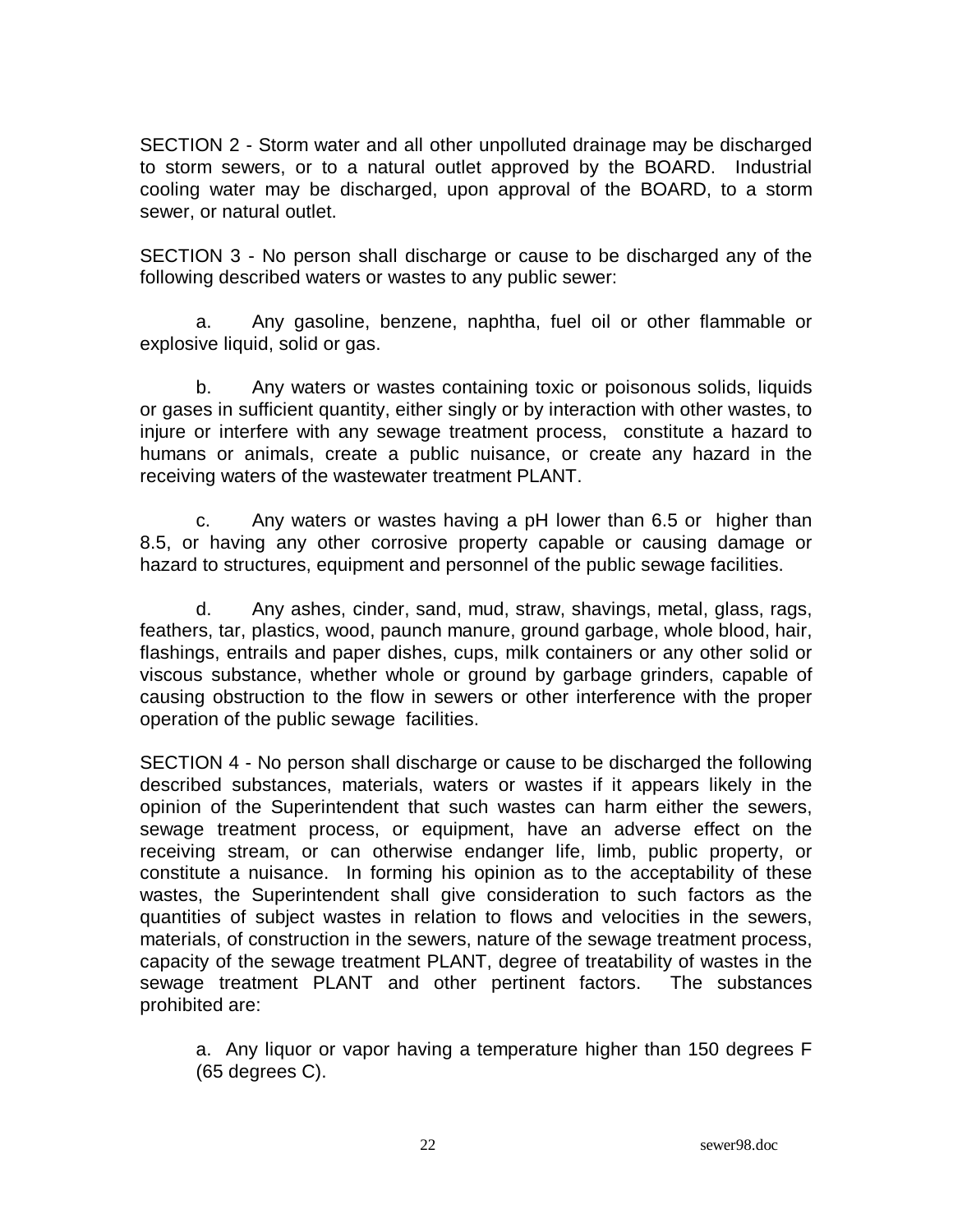SECTION 2 - Storm water and all other unpolluted drainage may be discharged to storm sewers, or to a natural outlet approved by the BOARD. Industrial cooling water may be discharged, upon approval of the BOARD, to a storm sewer, or natural outlet.

SECTION 3 - No person shall discharge or cause to be discharged any of the following described waters or wastes to any public sewer:

a. Any gasoline, benzene, naphtha, fuel oil or other flammable or explosive liquid, solid or gas.

b. Any waters or wastes containing toxic or poisonous solids, liquids or gases in sufficient quantity, either singly or by interaction with other wastes, to injure or interfere with any sewage treatment process, constitute a hazard to humans or animals, create a public nuisance, or create any hazard in the receiving waters of the wastewater treatment PLANT.

c. Any waters or wastes having a pH lower than 6.5 or higher than 8.5, or having any other corrosive property capable or causing damage or hazard to structures, equipment and personnel of the public sewage facilities.

d. Any ashes, cinder, sand, mud, straw, shavings, metal, glass, rags, feathers, tar, plastics, wood, paunch manure, ground garbage, whole blood, hair, flashings, entrails and paper dishes, cups, milk containers or any other solid or viscous substance, whether whole or ground by garbage grinders, capable of causing obstruction to the flow in sewers or other interference with the proper operation of the public sewage facilities.

SECTION 4 - No person shall discharge or cause to be discharged the following described substances, materials, waters or wastes if it appears likely in the opinion of the Superintendent that such wastes can harm either the sewers, sewage treatment process, or equipment, have an adverse effect on the receiving stream, or can otherwise endanger life, limb, public property, or constitute a nuisance. In forming his opinion as to the acceptability of these wastes, the Superintendent shall give consideration to such factors as the quantities of subject wastes in relation to flows and velocities in the sewers, materials, of construction in the sewers, nature of the sewage treatment process, capacity of the sewage treatment PLANT, degree of treatability of wastes in the sewage treatment PLANT and other pertinent factors. The substances prohibited are:

a. Any liquor or vapor having a temperature higher than 150 degrees F (65 degrees C).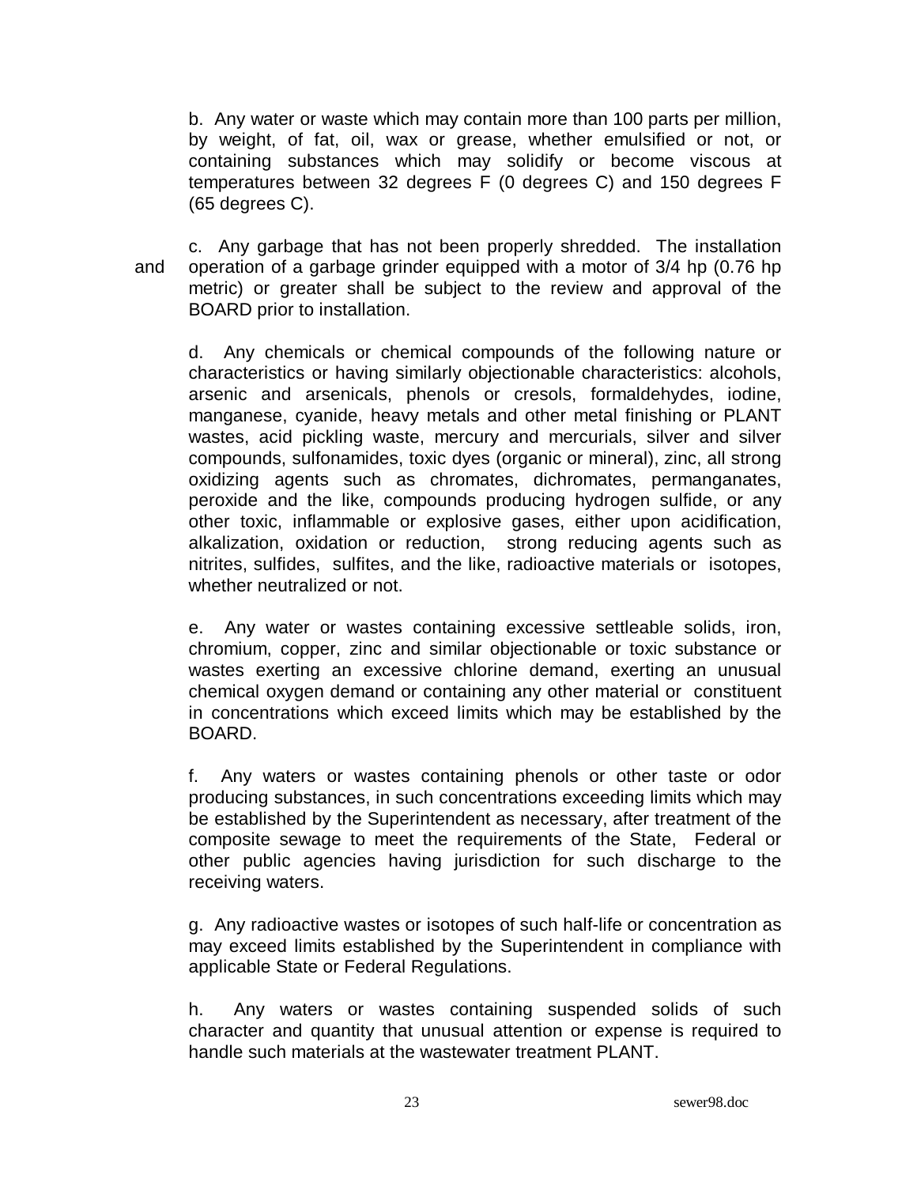b. Any water or waste which may contain more than 100 parts per million, by weight, of fat, oil, wax or grease, whether emulsified or not, or containing substances which may solidify or become viscous at temperatures between 32 degrees F (0 degrees C) and 150 degrees F (65 degrees C).

c. Any garbage that has not been properly shredded. The installation and operation of a garbage grinder equipped with a motor of 3/4 hp (0.76 hp metric) or greater shall be subject to the review and approval of the BOARD prior to installation.

d. Any chemicals or chemical compounds of the following nature or characteristics or having similarly objectionable characteristics: alcohols, arsenic and arsenicals, phenols or cresols, formaldehydes, iodine, manganese, cyanide, heavy metals and other metal finishing or PLANT wastes, acid pickling waste, mercury and mercurials, silver and silver compounds, sulfonamides, toxic dyes (organic or mineral), zinc, all strong oxidizing agents such as chromates, dichromates, permanganates, peroxide and the like, compounds producing hydrogen sulfide, or any other toxic, inflammable or explosive gases, either upon acidification, alkalization, oxidation or reduction, strong reducing agents such as nitrites, sulfides, sulfites, and the like, radioactive materials or isotopes, whether neutralized or not.

e. Any water or wastes containing excessive settleable solids, iron, chromium, copper, zinc and similar objectionable or toxic substance or wastes exerting an excessive chlorine demand, exerting an unusual chemical oxygen demand or containing any other material or constituent in concentrations which exceed limits which may be established by the BOARD.

f. Any waters or wastes containing phenols or other taste or odor producing substances, in such concentrations exceeding limits which may be established by the Superintendent as necessary, after treatment of the composite sewage to meet the requirements of the State, Federal or other public agencies having jurisdiction for such discharge to the receiving waters.

g. Any radioactive wastes or isotopes of such half-life or concentration as may exceed limits established by the Superintendent in compliance with applicable State or Federal Regulations.

h. Any waters or wastes containing suspended solids of such character and quantity that unusual attention or expense is required to handle such materials at the wastewater treatment PLANT.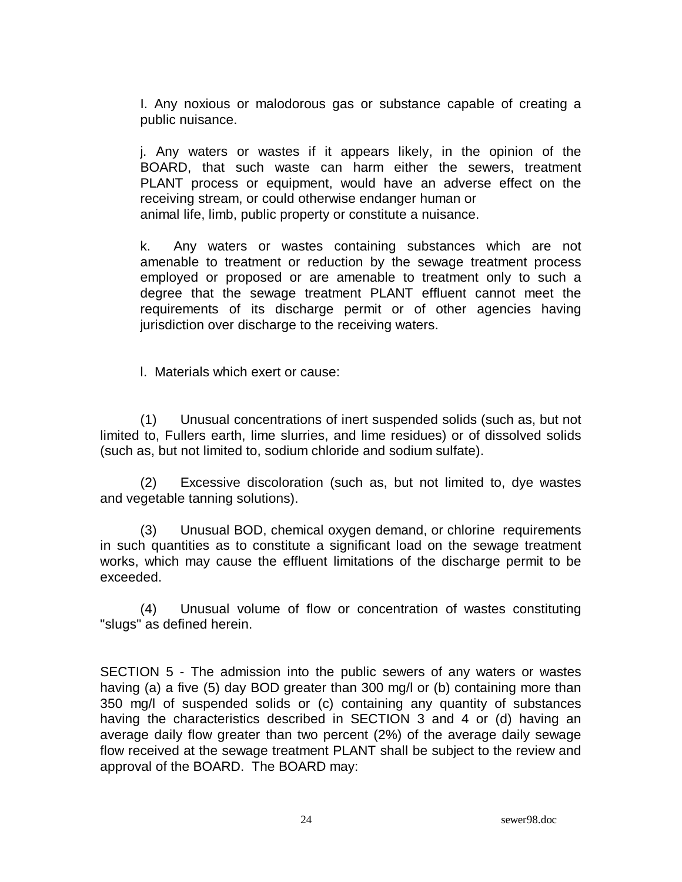I. Any noxious or malodorous gas or substance capable of creating a public nuisance.

j. Any waters or wastes if it appears likely, in the opinion of the BOARD, that such waste can harm either the sewers, treatment PLANT process or equipment, would have an adverse effect on the receiving stream, or could otherwise endanger human or animal life, limb, public property or constitute a nuisance.

k. Any waters or wastes containing substances which are not amenable to treatment or reduction by the sewage treatment process employed or proposed or are amenable to treatment only to such a degree that the sewage treatment PLANT effluent cannot meet the requirements of its discharge permit or of other agencies having jurisdiction over discharge to the receiving waters.

l. Materials which exert or cause:

(1) Unusual concentrations of inert suspended solids (such as, but not limited to, Fullers earth, lime slurries, and lime residues) or of dissolved solids (such as, but not limited to, sodium chloride and sodium sulfate).

(2) Excessive discoloration (such as, but not limited to, dye wastes and vegetable tanning solutions).

(3) Unusual BOD, chemical oxygen demand, or chlorine requirements in such quantities as to constitute a significant load on the sewage treatment works, which may cause the effluent limitations of the discharge permit to be exceeded.

(4) Unusual volume of flow or concentration of wastes constituting "slugs" as defined herein.

SECTION 5 - The admission into the public sewers of any waters or wastes having (a) a five (5) day BOD greater than 300 mg/l or (b) containing more than 350 mg/l of suspended solids or (c) containing any quantity of substances having the characteristics described in SECTION 3 and 4 or (d) having an average daily flow greater than two percent (2%) of the average daily sewage flow received at the sewage treatment PLANT shall be subject to the review and approval of the BOARD. The BOARD may: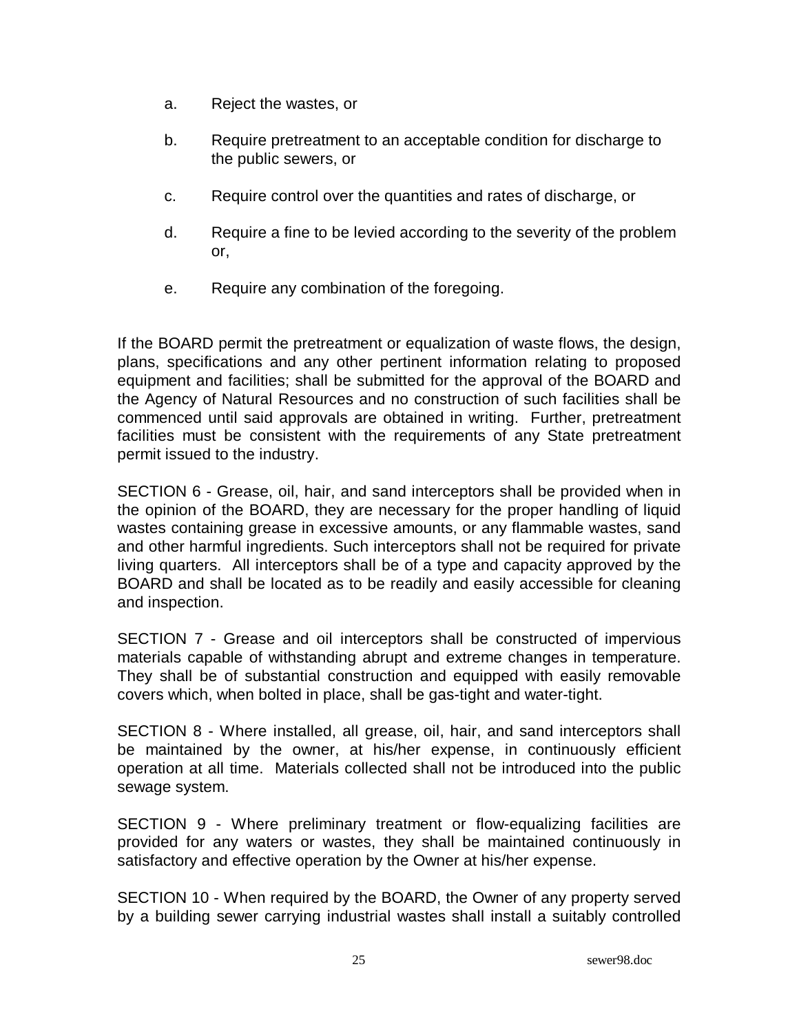a. Reject the wastes, or

b. Require pretreatment to an acceptable condition for discharge to the public sewers, or

c. Require control over the quantities and rates of discharge, or

d. Require a fine to be levied according to the severity of the problem or,

e. Require any combination of the foregoing.

If the BOARD permit the pretreatment or equalization of waste flows, the design, plans, specifications and any other pertinent information relating to proposed equipment and facilities; shall be submitted for the approval of the BOARD and the Agency of Natural Resources and no construction of such facilities shall be commenced until said approvals are obtained in writing. Further, pretreatment facilities must be consistent with the requirements of any State pretreatment permit issued to the industry.

SECTION 6 - Grease, oil, hair, and sand interceptors shall be provided when in the opinion of the BOARD, they are necessary for the proper handling of liquid wastes containing grease in excessive amounts, or any flammable wastes, sand and other harmful ingredients. Such interceptors shall not be required for private living quarters. All interceptors shall be of a type and capacity approved by the BOARD and shall be located as to be readily and easily accessible for cleaning and inspection.

SECTION 7 - Grease and oil interceptors shall be constructed of impervious materials capable of withstanding abrupt and extreme changes in temperature. They shall be of substantial construction and equipped with easily removable covers which, when bolted in place, shall be gas-tight and water-tight.

SECTION 8 - Where installed, all grease, oil, hair, and sand interceptors shall be maintained by the owner, at his/her expense, in continuously efficient operation at all time. Materials collected shall not be introduced into the public sewage system.

SECTION 9 - Where preliminary treatment or flow-equalizing facilities are provided for any waters or wastes, they shall be maintained continuously in satisfactory and effective operation by the Owner at his/her expense.

SECTION 10 - When required by the BOARD, the Owner of any property served by a building sewer carrying industrial wastes shall install a suitably controlled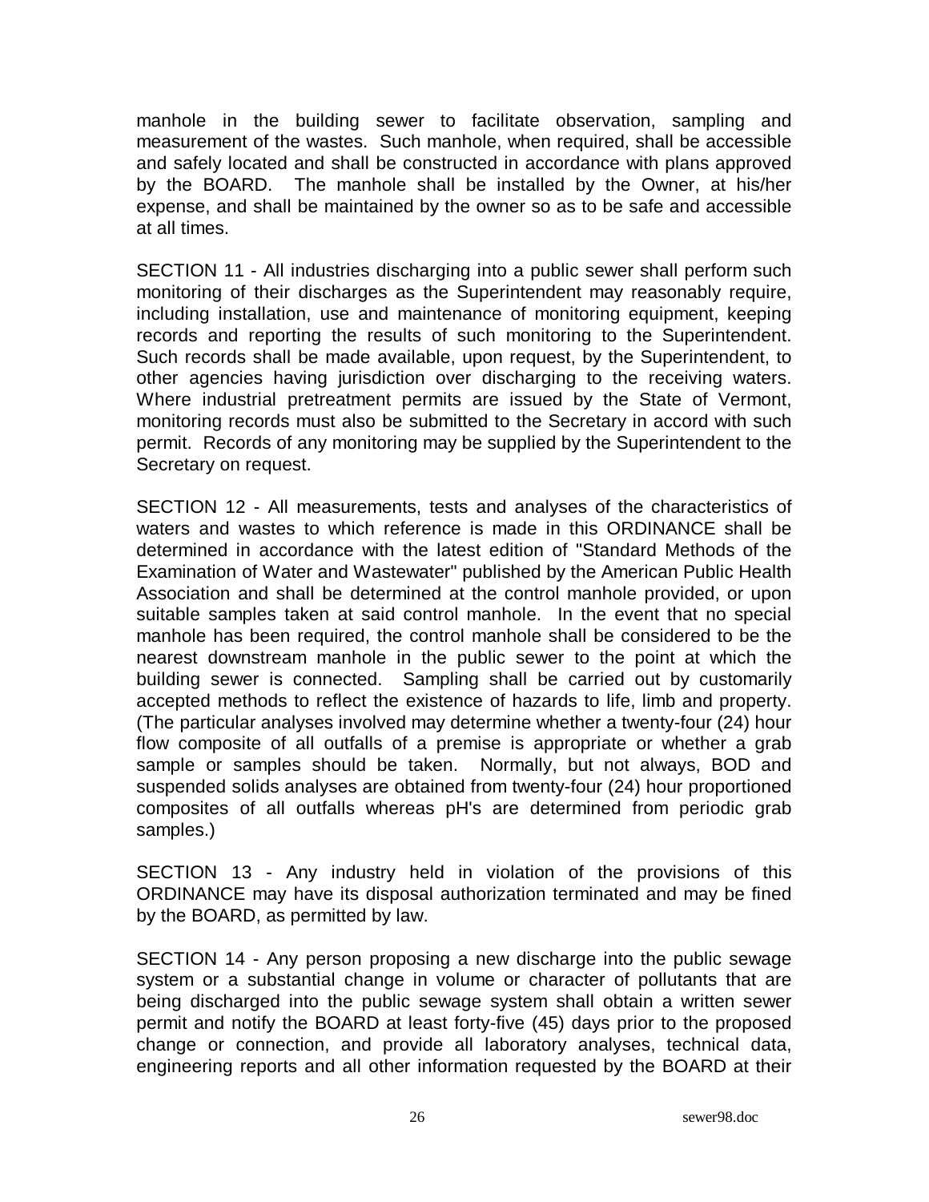manhole in the building sewer to facilitate observation, sampling and measurement of the wastes. Such manhole, when required, shall be accessible and safely located and shall be constructed in accordance with plans approved by the BOARD. The manhole shall be installed by the Owner, at his/her expense, and shall be maintained by the owner so as to be safe and accessible at all times.

SECTION 11 - All industries discharging into a public sewer shall perform such monitoring of their discharges as the Superintendent may reasonably require, including installation, use and maintenance of monitoring equipment, keeping records and reporting the results of such monitoring to the Superintendent. Such records shall be made available, upon request, by the Superintendent, to other agencies having jurisdiction over discharging to the receiving waters. Where industrial pretreatment permits are issued by the State of Vermont, monitoring records must also be submitted to the Secretary in accord with such permit. Records of any monitoring may be supplied by the Superintendent to the Secretary on request.

SECTION 12 - All measurements, tests and analyses of the characteristics of waters and wastes to which reference is made in this ORDINANCE shall be determined in accordance with the latest edition of "Standard Methods of the Examination of Water and Wastewater" published by the American Public Health Association and shall be determined at the control manhole provided, or upon suitable samples taken at said control manhole. In the event that no special manhole has been required, the control manhole shall be considered to be the nearest downstream manhole in the public sewer to the point at which the building sewer is connected. Sampling shall be carried out by customarily accepted methods to reflect the existence of hazards to life, limb and property. (The particular analyses involved may determine whether a twenty-four (24) hour flow composite of all outfalls of a premise is appropriate or whether a grab sample or samples should be taken. Normally, but not always, BOD and suspended solids analyses are obtained from twenty-four (24) hour proportioned composites of all outfalls whereas pH's are determined from periodic grab samples.)

SECTION 13 - Any industry held in violation of the provisions of this ORDINANCE may have its disposal authorization terminated and may be fined by the BOARD, as permitted by law.

SECTION 14 - Any person proposing a new discharge into the public sewage system or a substantial change in volume or character of pollutants that are being discharged into the public sewage system shall obtain a written sewer permit and notify the BOARD at least forty-five (45) days prior to the proposed change or connection, and provide all laboratory analyses, technical data, engineering reports and all other information requested by the BOARD at their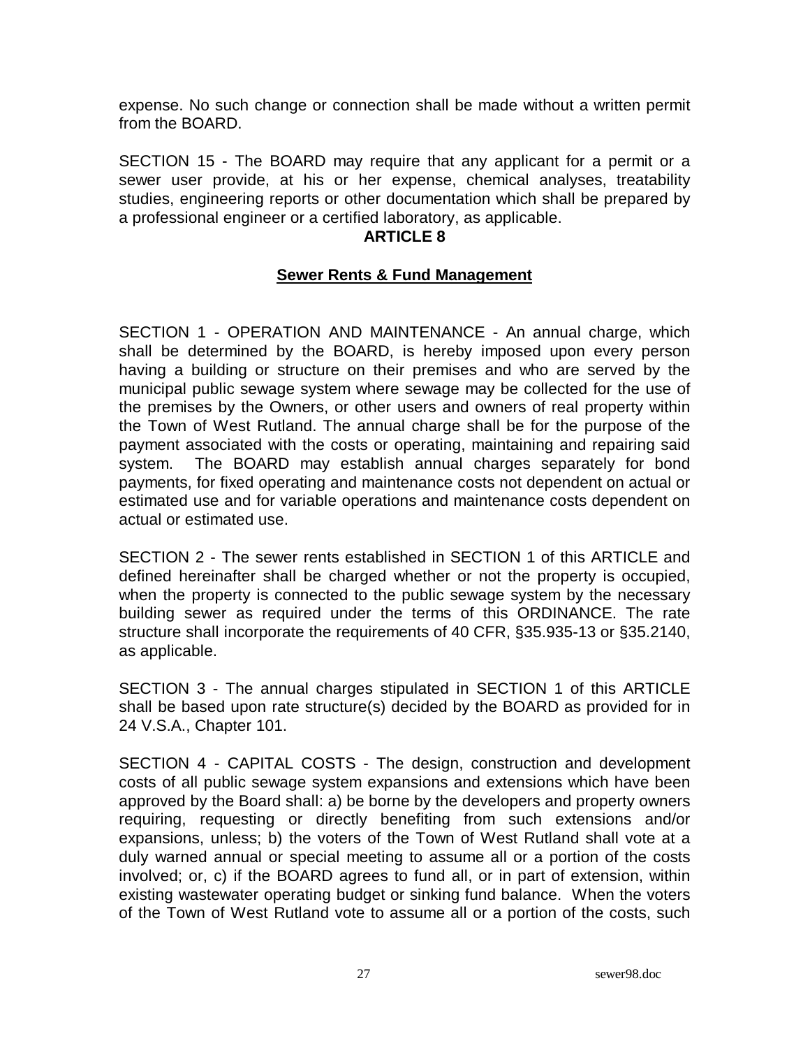expense. No such change or connection shall be made without a written permit from the BOARD.

SECTION 15 - The BOARD may require that any applicant for a permit or a sewer user provide, at his or her expense, chemical analyses, treatability studies, engineering reports or other documentation which shall be prepared by a professional engineer or a certified laboratory, as applicable.

## ARTICLE 8

### Sewer Rents & Fund Management

SECTION 1 - OPERATION AND MAINTENANCE - An annual charge, which shall be determined by the BOARD, is hereby imposed upon every person having a building or structure on their premises and who are served by the municipal public sewage system where sewage may be collected for the use of the premises by the Owners, or other users and owners of real property within the Town of West Rutland. The annual charge shall be for the purpose of the payment associated with the costs or operating, maintaining and repairing said system. The BOARD may establish annual charges separately for bond payments, for fixed operating and maintenance costs not dependent on actual or estimated use and for variable operations and maintenance costs dependent on actual or estimated use.

SECTION 2 - The sewer rents established in SECTION 1 of this ARTICLE and defined hereinafter shall be charged whether or not the property is occupied, when the property is connected to the public sewage system by the necessary building sewer as required under the terms of this ORDINANCE. The rate structure shall incorporate the requirements of 40 CFR, §35.935-13 or §35.2140, as applicable.

SECTION 3 - The annual charges stipulated in SECTION 1 of this ARTICLE shall be based upon rate structure(s) decided by the BOARD as provided for in 24 V.S.A., Chapter 101.

SECTION 4 - CAPITAL COSTS - The design, construction and development costs of all public sewage system expansions and extensions which have been approved by the Board shall: a) be borne by the developers and property owners requiring, requesting or directly benefiting from such extensions and/or expansions, unless; b) the voters of the Town of West Rutland shall vote at a duly warned annual or special meeting to assume all or a portion of the costs involved; or, c) if the BOARD agrees to fund all, or in part of extension, within existing wastewater operating budget or sinking fund balance. When the voters of the Town of West Rutland vote to assume all or a portion of the costs, such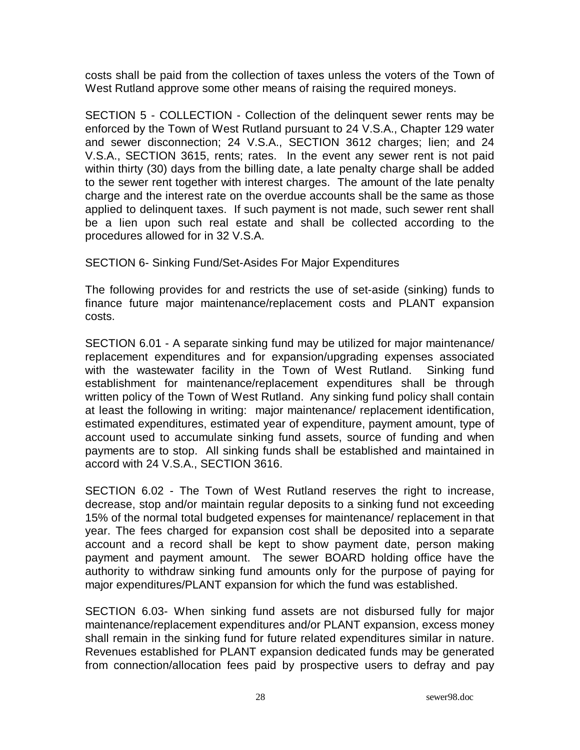costs shall be paid from the collection of taxes unless the voters of the Town of West Rutland approve some other means of raising the required moneys.

SECTION 5 - COLLECTION - Collection of the delinquent sewer rents may be enforced by the Town of West Rutland pursuant to 24 V.S.A., Chapter 129 water and sewer disconnection; 24 V.S.A., SECTION 3612 charges; lien; and 24 V.S.A., SECTION 3615, rents; rates. In the event any sewer rent is not paid within thirty (30) days from the billing date, a late penalty charge shall be added to the sewer rent together with interest charges. The amount of the late penalty charge and the interest rate on the overdue accounts shall be the same as those applied to delinquent taxes. If such payment is not made, such sewer rent shall be a lien upon such real estate and shall be collected according to the procedures allowed for in 32 V.S.A.

SECTION 6- Sinking Fund/Set-Asides For Major Expenditures

The following provides for and restricts the use of set-aside (sinking) funds to finance future major maintenance/replacement costs and PLANT expansion costs.

SECTION 6.01 - A separate sinking fund may be utilized for major maintenance/ replacement expenditures and for expansion/upgrading expenses associated with the wastewater facility in the Town of West Rutland. Sinking fund establishment for maintenance/replacement expenditures shall be through written policy of the Town of West Rutland. Any sinking fund policy shall contain at least the following in writing: major maintenance/ replacement identification, estimated expenditures, estimated year of expenditure, payment amount, type of account used to accumulate sinking fund assets, source of funding and when payments are to stop. All sinking funds shall be established and maintained in accord with 24 V.S.A., SECTION 3616.

SECTION 6.02 - The Town of West Rutland reserves the right to increase, decrease, stop and/or maintain regular deposits to a sinking fund not exceeding 15% of the normal total budgeted expenses for maintenance/ replacement in that year. The fees charged for expansion cost shall be deposited into a separate account and a record shall be kept to show payment date, person making payment and payment amount. The sewer BOARD holding office have the authority to withdraw sinking fund amounts only for the purpose of paying for major expenditures/PLANT expansion for which the fund was established.

SECTION 6.03- When sinking fund assets are not disbursed fully for major maintenance/replacement expenditures and/or PLANT expansion, excess money shall remain in the sinking fund for future related expenditures similar in nature. Revenues established for PLANT expansion dedicated funds may be generated from connection/allocation fees paid by prospective users to defray and pay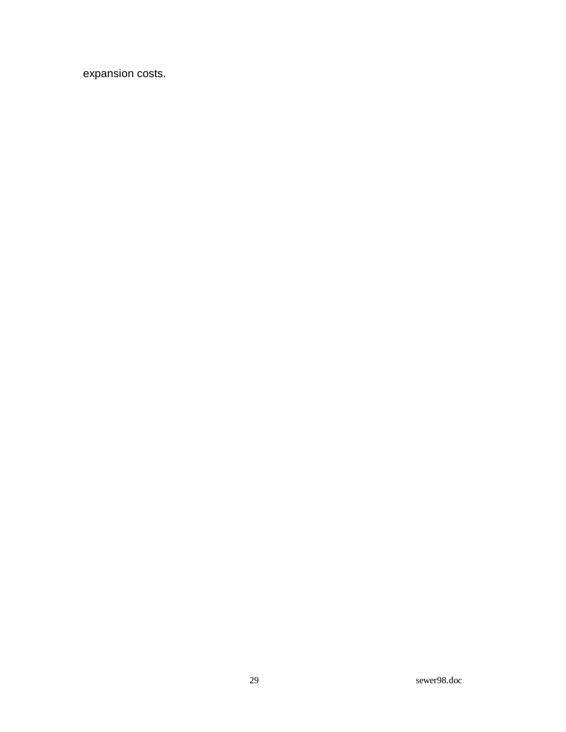expansion costs.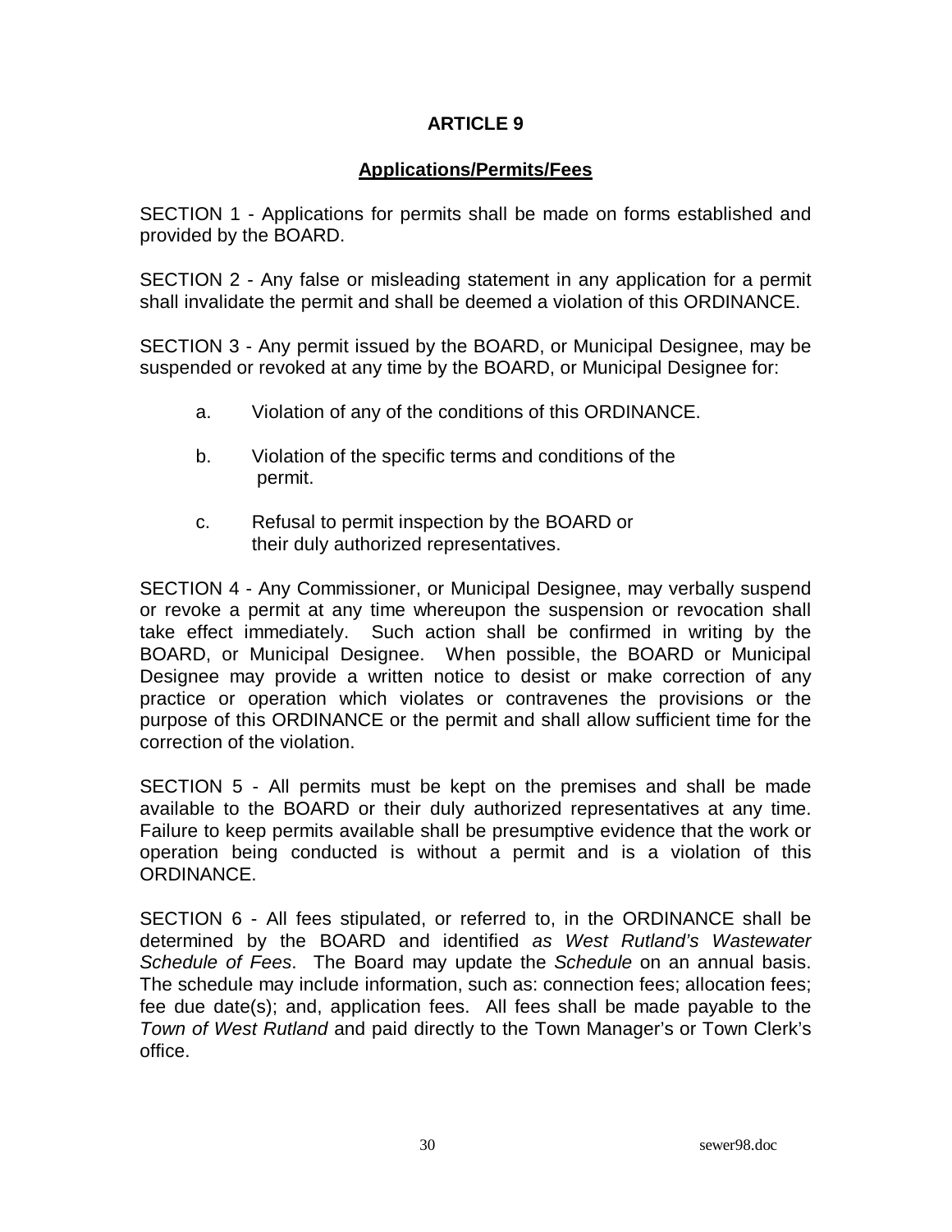# ARTICLE 9

## Applications/Permits/Fees

SECTION 1 - Applications for permits shall be made on forms established and provided by the BOARD.

SECTION 2 - Any false or misleading statement in any application for a permit shall invalidate the permit and shall be deemed a violation of this ORDINANCE.

SECTION 3 - Any permit issued by the BOARD, or Municipal Designee, may be suspended or revoked at any time by the BOARD, or Municipal Designee for:

a. Violation of any of the conditions of this ORDINANCE.

b. Violation of the specific terms and conditions of the permit.

c. Refusal to permit inspection by the BOARD or their duly authorized representatives.

SECTION 4 - Any Commissioner, or Municipal Designee, may verbally suspend or revoke a permit at any time whereupon the suspension or revocation shall take effect immediately. Such action shall be confirmed in writing by the BOARD, or Municipal Designee. When possible, the BOARD or Municipal Designee may provide a written notice to desist or make correction of any practice or operation which violates or contravenes the provisions or the purpose of this ORDINANCE or the permit and shall allow sufficient time for the correction of the violation.

SECTION 5 - All permits must be kept on the premises and shall be made available to the BOARD or their duly authorized representatives at any time. Failure to keep permits available shall be presumptive evidence that the work or operation being conducted is without a permit and is a violation of this ORDINANCE.

SECTION 6 - All fees stipulated, or referred to, in the ORDINANCE shall be determined by the BOARD and identified *as West Rutland's Wastewater Schedule of Fees*. The Board may update the *Schedule* on an annual basis. The schedule may include information, such as: connection fees; allocation fees; fee due date(s); and, application fees. All fees shall be made payable to the *Town of West Rutland* and paid directly to the Town Manager's or Town Clerk's office.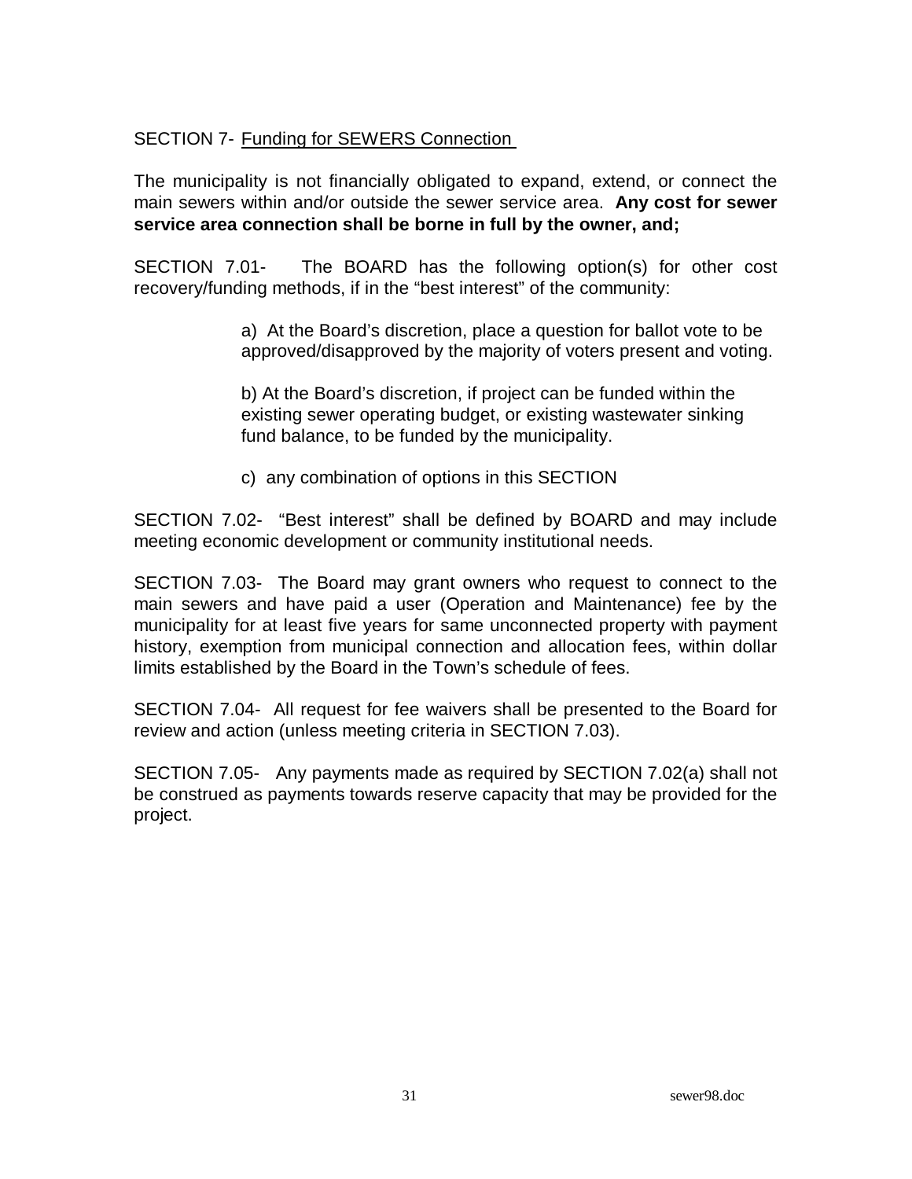SECTION 7- Funding for SEWERS Connection

The municipality is not financially obligated to expand, extend, or connect the main sewers within and/or outside the sewer service area. **Any cost for sewer service area connection shall be borne in full by the owner, and;**

SECTION 7.01- The BOARD has the following option(s) for other cost recovery/funding methods, if in the "best interest" of the community:

a) At the Board's discretion, place a question for ballot vote to be approved/disapproved by the majority of voters present and voting.

b) At the Board's discretion, if project can be funded within the existing sewer operating budget, or existing wastewater sinking fund balance, to be funded by the municipality.

c) any combination of options in this SECTION

SECTION 7.02- "Best interest" shall be defined by BOARD and may include meeting economic development or community institutional needs.

SECTION 7.03- The Board may grant owners who request to connect to the main sewers and have paid a user (Operation and Maintenance) fee by the municipality for at least five years for same unconnected property with payment history, exemption from municipal connection and allocation fees, within dollar limits established by the Board in the Town's schedule of fees.

SECTION 7.04- All request for fee waivers shall be presented to the Board for review and action (unless meeting criteria in SECTION 7.03).

SECTION 7.05- Any payments made as required by SECTION 7.02(a) shall not be construed as payments towards reserve capacity that may be provided for the project.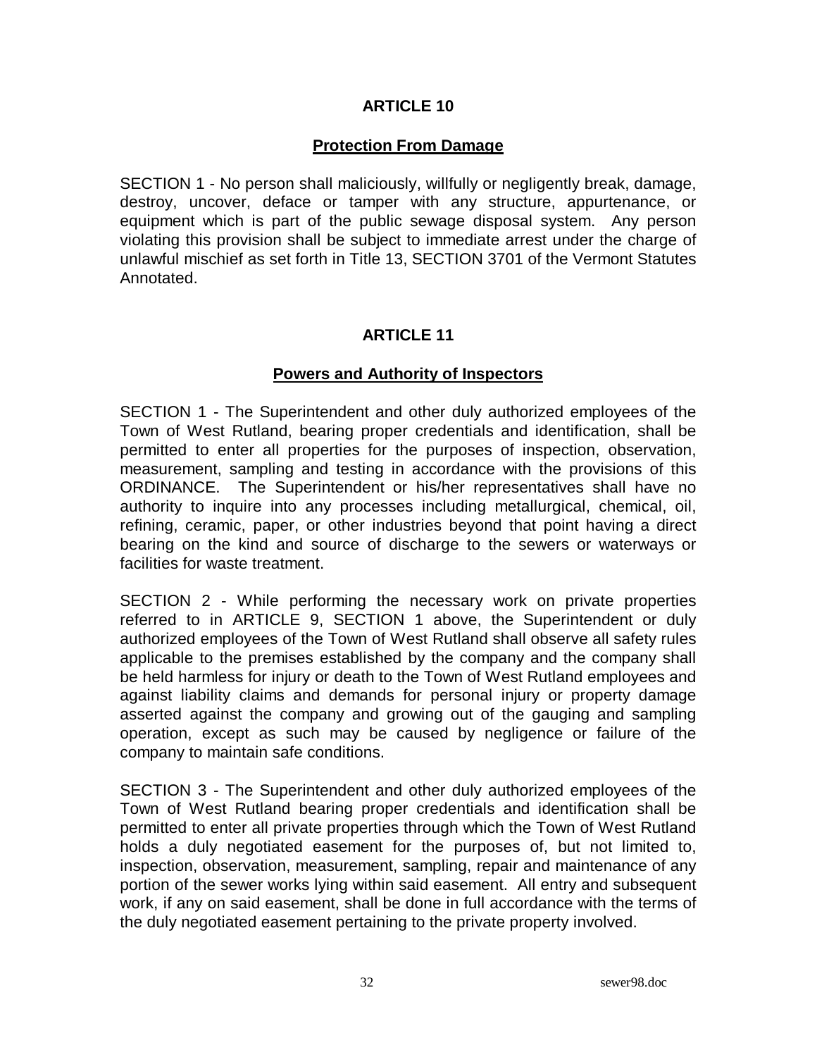## ARTICLE 10

### Protection From Damage

SECTION 1 - No person shall maliciously, willfully or negligently break, damage, destroy, uncover, deface or tamper with any structure, appurtenance, or equipment which is part of the public sewage disposal system. Any person violating this provision shall be subject to immediate arrest under the charge of unlawful mischief as set forth in Title 13, SECTION 3701 of the Vermont Statutes Annotated.

## ARTICLE 11

### Powers and Authority of Inspectors

SECTION 1 - The Superintendent and other duly authorized employees of the Town of West Rutland, bearing proper credentials and identification, shall be permitted to enter all properties for the purposes of inspection, observation, measurement, sampling and testing in accordance with the provisions of this ORDINANCE. The Superintendent or his/her representatives shall have no authority to inquire into any processes including metallurgical, chemical, oil, refining, ceramic, paper, or other industries beyond that point having a direct bearing on the kind and source of discharge to the sewers or waterways or facilities for waste treatment.

SECTION 2 - While performing the necessary work on private properties referred to in ARTICLE 9, SECTION 1 above, the Superintendent or duly authorized employees of the Town of West Rutland shall observe all safety rules applicable to the premises established by the company and the company shall be held harmless for injury or death to the Town of West Rutland employees and against liability claims and demands for personal injury or property damage asserted against the company and growing out of the gauging and sampling operation, except as such may be caused by negligence or failure of the company to maintain safe conditions.

SECTION 3 - The Superintendent and other duly authorized employees of the Town of West Rutland bearing proper credentials and identification shall be permitted to enter all private properties through which the Town of West Rutland holds a duly negotiated easement for the purposes of, but not limited to, inspection, observation, measurement, sampling, repair and maintenance of any portion of the sewer works lying within said easement. All entry and subsequent work, if any on said easement, shall be done in full accordance with the terms of the duly negotiated easement pertaining to the private property involved.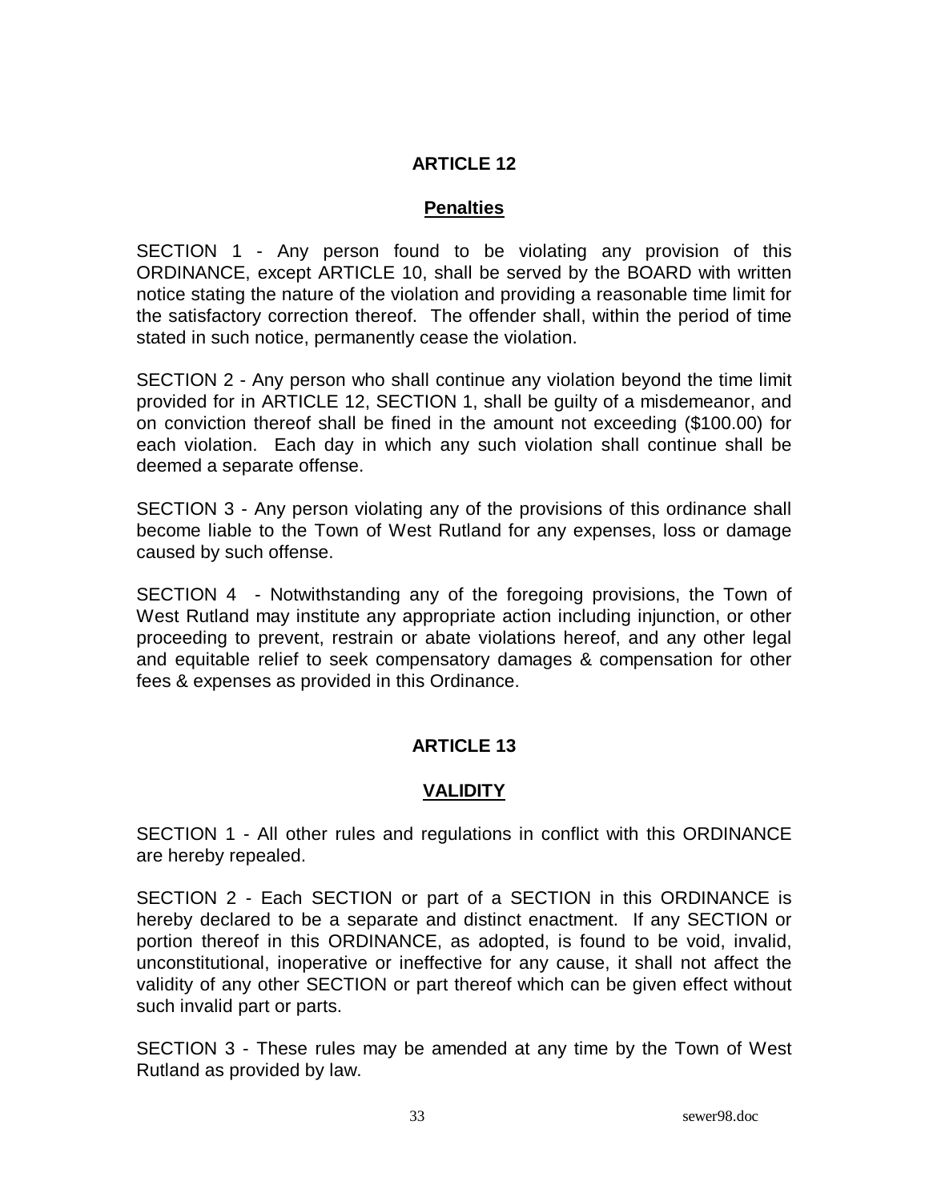## ARTICLE 12

### Penalties

SECTION 1 - Any person found to be violating any provision of this ORDINANCE, except ARTICLE 10, shall be served by the BOARD with written notice stating the nature of the violation and providing a reasonable time limit for the satisfactory correction thereof. The offender shall, within the period of time stated in such notice, permanently cease the violation.

SECTION 2 - Any person who shall continue any violation beyond the time limit provided for in ARTICLE 12, SECTION 1, shall be guilty of a misdemeanor, and on conviction thereof shall be fined in the amount not exceeding ($100.00) for each violation. Each day in which any such violation shall continue shall be deemed a separate offense.

SECTION 3 - Any person violating any of the provisions of this ordinance shall become liable to the Town of West Rutland for any expenses, loss or damage caused by such offense.

SECTION 4 - Notwithstanding any of the foregoing provisions, the Town of West Rutland may institute any appropriate action including injunction, or other proceeding to prevent, restrain or abate violations hereof, and any other legal and equitable relief to seek compensatory damages & compensation for other fees & expenses as provided in this Ordinance.

## ARTICLE 13

### VALIDITY

SECTION 1 - All other rules and regulations in conflict with this ORDINANCE are hereby repealed.

SECTION 2 - Each SECTION or part of a SECTION in this ORDINANCE is hereby declared to be a separate and distinct enactment. If any SECTION or portion thereof in this ORDINANCE, as adopted, is found to be void, invalid, unconstitutional, inoperative or ineffective for any cause, it shall not affect the validity of any other SECTION or part thereof which can be given effect without such invalid part or parts.

SECTION 3 - These rules may be amended at any time by the Town of West Rutland as provided by law.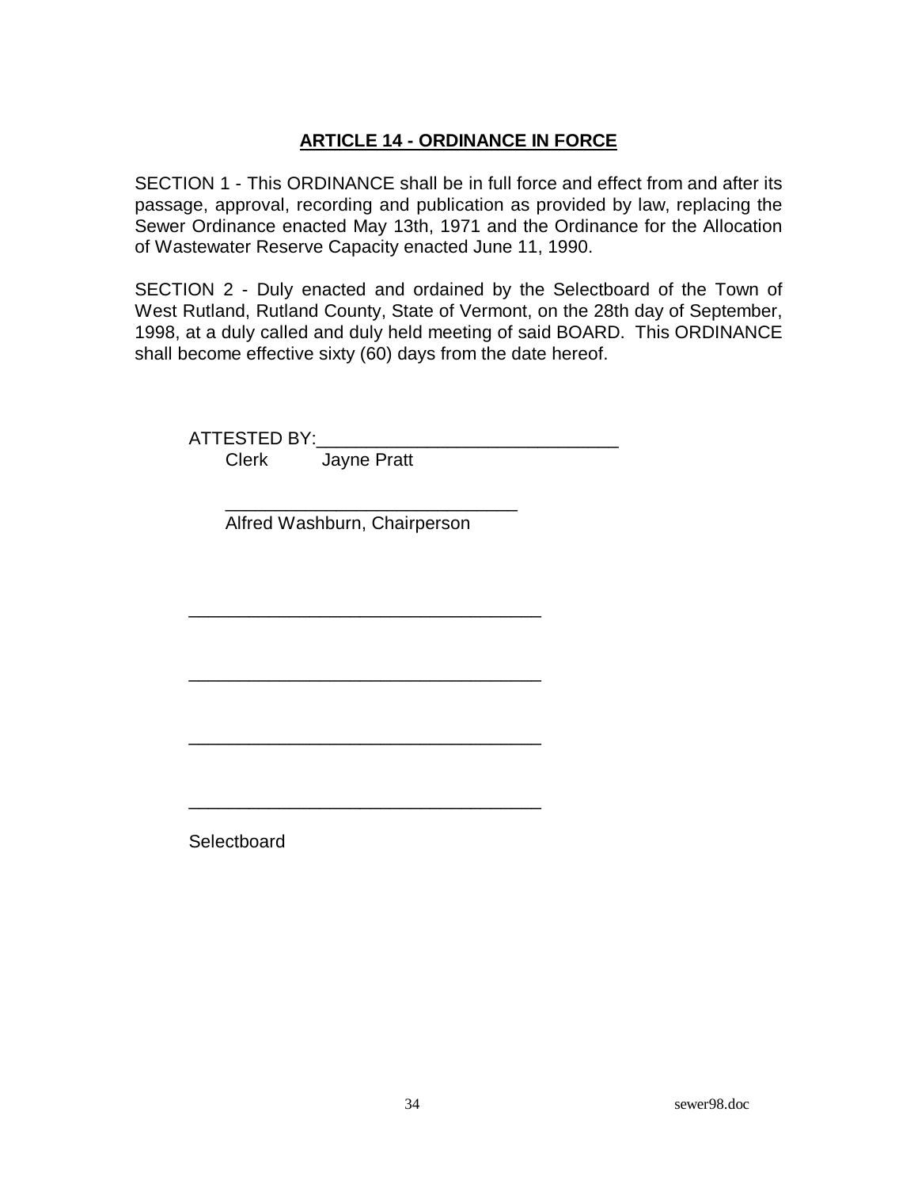## **ARTICLE 14 - ORDINANCE IN FORCE**

SECTION 1 - This ORDINANCE shall be in full force and effect from and after its passage, approval, recording and publication as provided by law, replacing the Sewer Ordinance enacted May 13th, 1971 and the Ordinance for the Allocation of Wastewater Reserve Capacity enacted June 11, 1990.

SECTION 2 - Duly enacted and ordained by the Selectboard of the Town of West Rutland, Rutland County, State of Vermont, on the 28th day of September, 1998, at a duly called and duly held meeting of said BOARD. This ORDINANCE shall become effective sixty (60) days from the date hereof.

ATTESTED BY:______________________________
Clerk Jayne Pratt

______________________________
Alfred Washburn, Chairperson

___________________________________

___________________________________

___________________________________

___________________________________

Selectboard